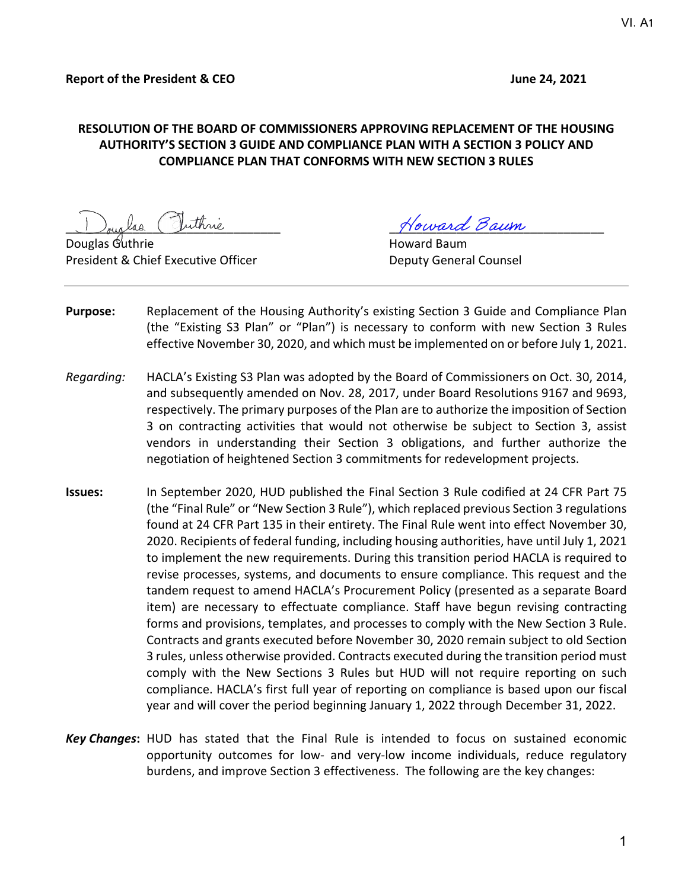**Report of the President & CEO** **June 24, 2021**

**RESOLUTION OF THE BOARD OF COMMISSIONERS APPROVING REPLACEMENT OF THE HOUSING AUTHORITY'S SECTION 3 GUIDE AND COMPLIANCE PLAN WITH A SECTION 3 POLICY AND COMPLIANCE PLAN THAT CONFORMS WITH NEW SECTION 3 RULES**

Douglas Guthrie
President & Chief Executive Officer

Howard Baum
Deputy General Counsel

---

**Purpose:** Replacement of the Housing Authority's existing Section 3 Guide and Compliance Plan (the "Existing S3 Plan" or "Plan") is necessary to conform with new Section 3 Rules effective November 30, 2020, and which must be implemented on or before July 1, 2021.

*Regarding:* HACLA's Existing S3 Plan was adopted by the Board of Commissioners on Oct. 30, 2014, and subsequently amended on Nov. 28, 2017, under Board Resolutions 9167 and 9693, respectively. The primary purposes of the Plan are to authorize the imposition of Section 3 on contracting activities that would not otherwise be subject to Section 3, assist vendors in understanding their Section 3 obligations, and further authorize the negotiation of heightened Section 3 commitments for redevelopment projects.

**Issues:** In September 2020, HUD published the Final Section 3 Rule codified at 24 CFR Part 75 (the "Final Rule" or "New Section 3 Rule"), which replaced previous Section 3 regulations found at 24 CFR Part 135 in their entirety. The Final Rule went into effect November 30, 2020. Recipients of federal funding, including housing authorities, have until July 1, 2021 to implement the new requirements. During this transition period HACLA is required to revise processes, systems, and documents to ensure compliance. This request and the tandem request to amend HACLA's Procurement Policy (presented as a separate Board item) are necessary to effectuate compliance. Staff have begun revising contracting forms and provisions, templates, and processes to comply with the New Section 3 Rule. Contracts and grants executed before November 30, 2020 remain subject to old Section 3 rules, unless otherwise provided. Contracts executed during the transition period must comply with the New Sections 3 Rules but HUD will not require reporting on such compliance. HACLA's first full year of reporting on compliance is based upon our fiscal year and will cover the period beginning January 1, 2022 through December 31, 2022.

***Key Changes*****:** HUD has stated that the Final Rule is intended to focus on sustained economic opportunity outcomes for low- and very-low income individuals, reduce regulatory burdens, and improve Section 3 effectiveness. The following are the key changes: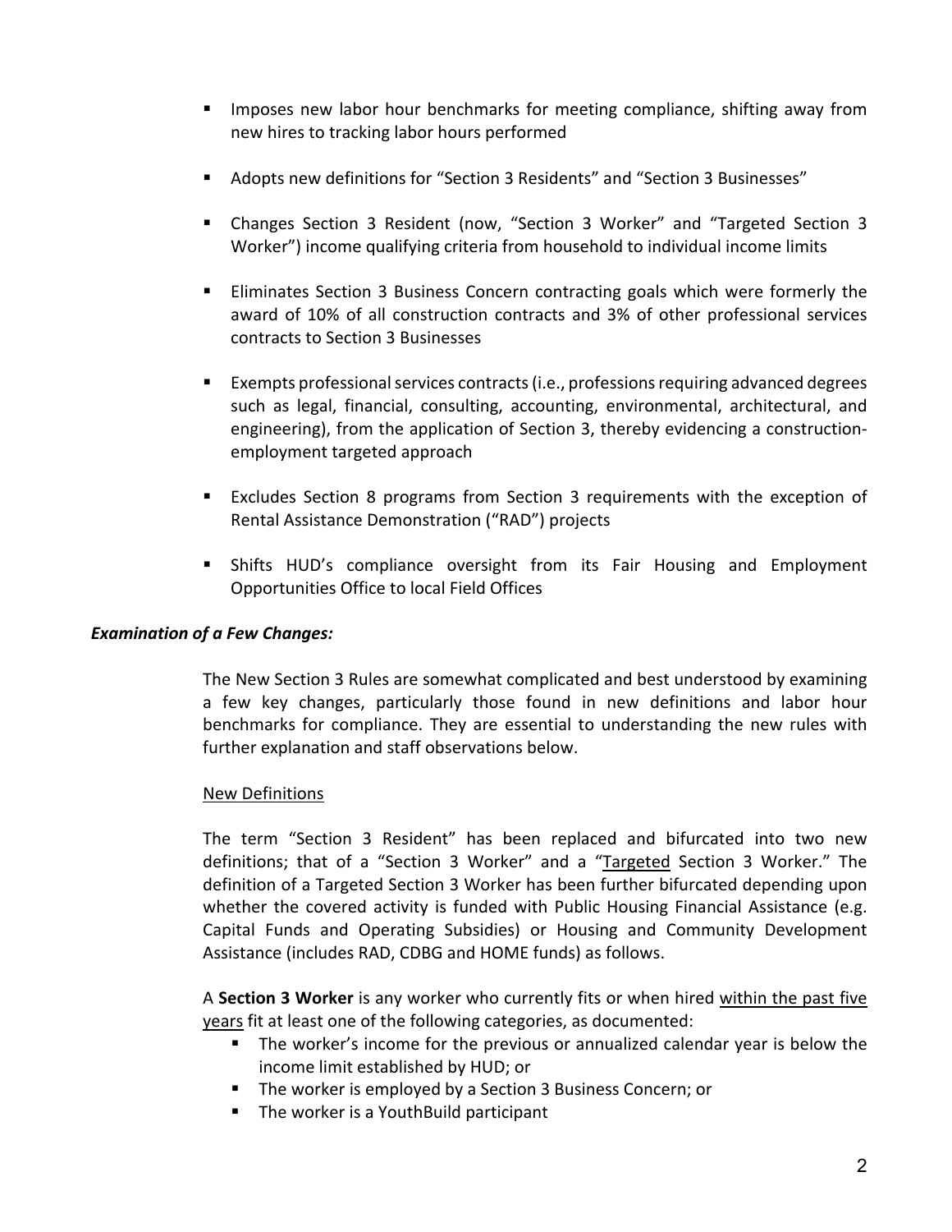- Imposes new labor hour benchmarks for meeting compliance, shifting away from new hires to tracking labor hours performed
- Adopts new definitions for "Section 3 Residents" and "Section 3 Businesses"
- Changes Section 3 Resident (now, "Section 3 Worker" and "Targeted Section 3 Worker") income qualifying criteria from household to individual income limits
- Eliminates Section 3 Business Concern contracting goals which were formerly the award of 10% of all construction contracts and 3% of other professional services contracts to Section 3 Businesses
- Exempts professional services contracts (i.e., professions requiring advanced degrees such as legal, financial, consulting, accounting, environmental, architectural, and engineering), from the application of Section 3, thereby evidencing a construction-employment targeted approach
- Excludes Section 8 programs from Section 3 requirements with the exception of Rental Assistance Demonstration ("RAD") projects
- Shifts HUD's compliance oversight from its Fair Housing and Employment Opportunities Office to local Field Offices

***Examination of a Few Changes:***

The New Section 3 Rules are somewhat complicated and best understood by examining a few key changes, particularly those found in new definitions and labor hour benchmarks for compliance. They are essential to understanding the new rules with further explanation and staff observations below.

<u>New Definitions</u>

The term "Section 3 Resident" has been replaced and bifurcated into two new definitions; that of a "Section 3 Worker" and a "<u>Targeted</u> Section 3 Worker." The definition of a Targeted Section 3 Worker has been further bifurcated depending upon whether the covered activity is funded with Public Housing Financial Assistance (e.g. Capital Funds and Operating Subsidies) or Housing and Community Development Assistance (includes RAD, CDBG and HOME funds) as follows.

A **Section 3 Worker** is any worker who currently fits or when hired <u>within the past five years</u> fit at least one of the following categories, as documented:

- The worker's income for the previous or annualized calendar year is below the income limit established by HUD; or
- The worker is employed by a Section 3 Business Concern; or
- The worker is a YouthBuild participant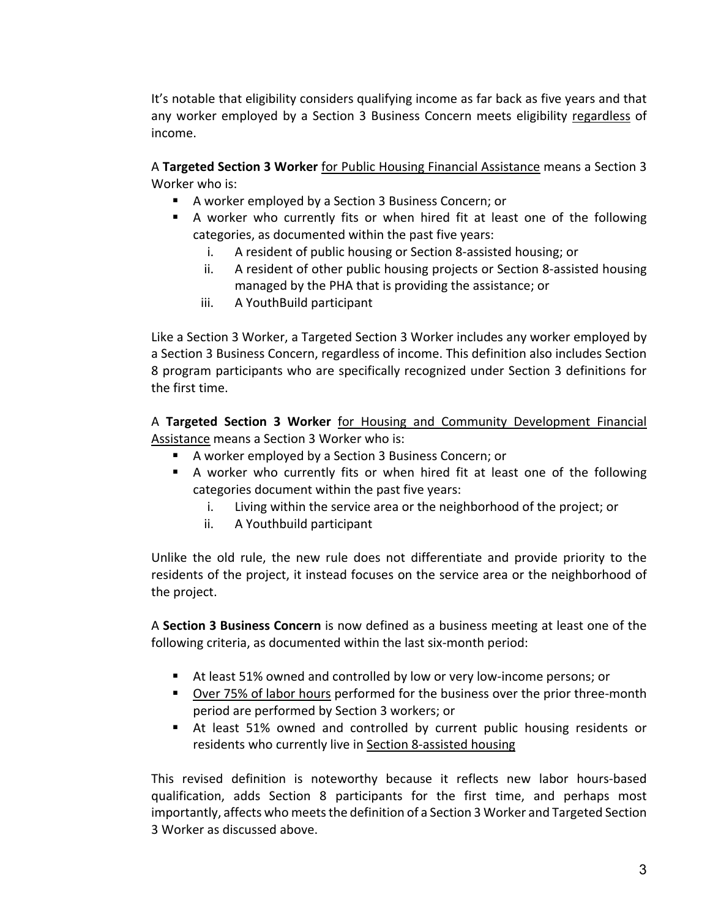It's notable that eligibility considers qualifying income as far back as five years and that any worker employed by a Section 3 Business Concern meets eligibility <u>regardless</u> of income.

A **Targeted Section 3 Worker** <u>for Public Housing Financial Assistance</u> means a Section 3 Worker who is:

- A worker employed by a Section 3 Business Concern; or
- A worker who currently fits or when hired fit at least one of the following categories, as documented within the past five years:
  i. A resident of public housing or Section 8-assisted housing; or
  ii. A resident of other public housing projects or Section 8-assisted housing managed by the PHA that is providing the assistance; or
  iii. A YouthBuild participant

Like a Section 3 Worker, a Targeted Section 3 Worker includes any worker employed by a Section 3 Business Concern, regardless of income. This definition also includes Section 8 program participants who are specifically recognized under Section 3 definitions for the first time.

A **Targeted Section 3 Worker** <u>for Housing and Community Development Financial Assistance</u> means a Section 3 Worker who is:

- A worker employed by a Section 3 Business Concern; or
- A worker who currently fits or when hired fit at least one of the following categories document within the past five years:
  i. Living within the service area or the neighborhood of the project; or
  ii. A Youthbuild participant

Unlike the old rule, the new rule does not differentiate and provide priority to the residents of the project, it instead focuses on the service area or the neighborhood of the project.

A **Section 3 Business Concern** is now defined as a business meeting at least one of the following criteria, as documented within the last six-month period:

- At least 51% owned and controlled by low or very low-income persons; or
- <u>Over 75% of labor hours</u> performed for the business over the prior three-month period are performed by Section 3 workers; or
- At least 51% owned and controlled by current public housing residents or residents who currently live in <u>Section 8-assisted housing</u>

This revised definition is noteworthy because it reflects new labor hours-based qualification, adds Section 8 participants for the first time, and perhaps most importantly, affects who meets the definition of a Section 3 Worker and Targeted Section 3 Worker as discussed above.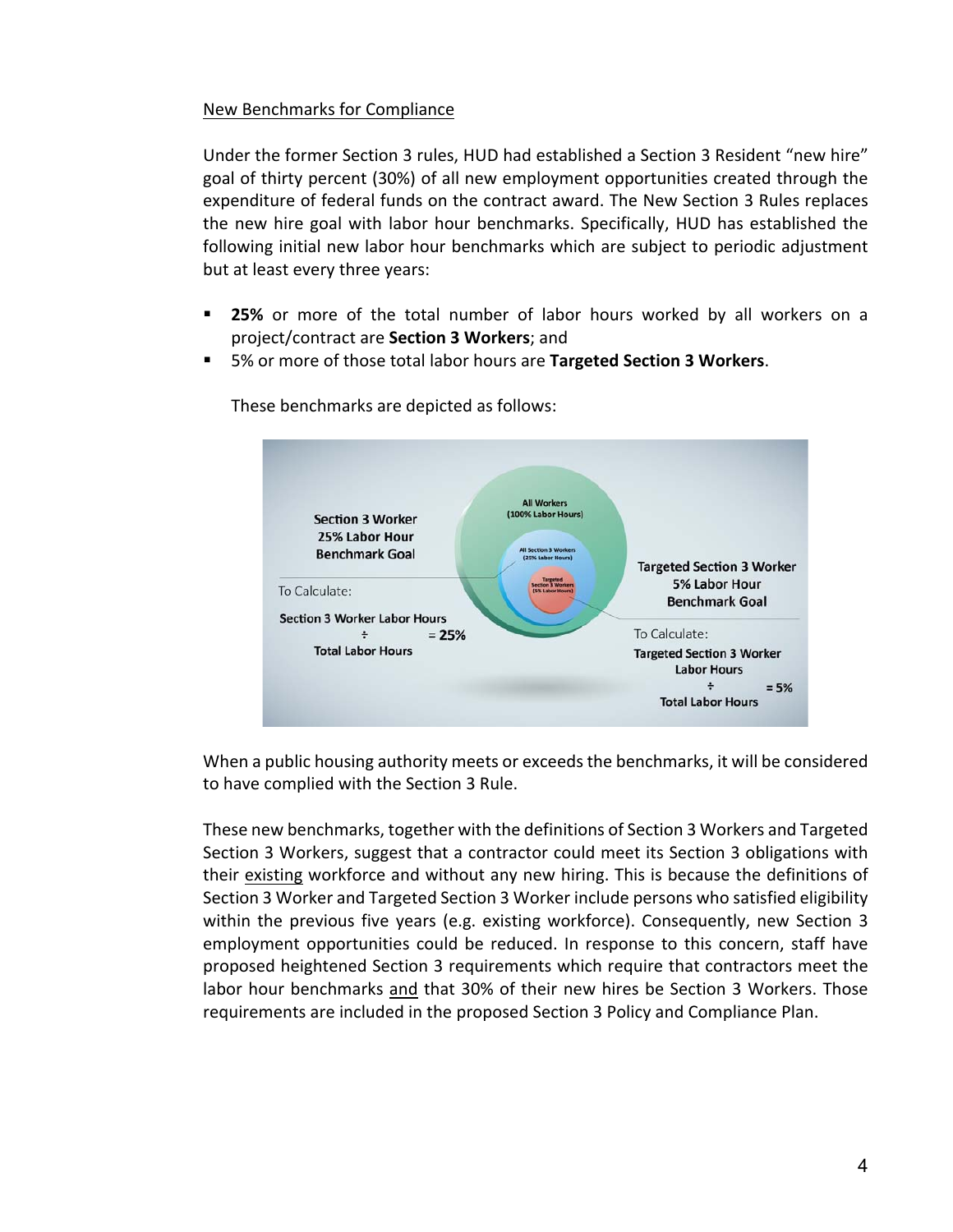New Benchmarks for Compliance

Under the former Section 3 rules, HUD had established a Section 3 Resident "new hire" goal of thirty percent (30%) of all new employment opportunities created through the expenditure of federal funds on the contract award. The New Section 3 Rules replaces the new hire goal with labor hour benchmarks. Specifically, HUD has established the following initial new labor hour benchmarks which are subject to periodic adjustment but at least every three years:

- **25%** or more of the total number of labor hours worked by all workers on a project/contract are **Section 3 Workers**; and
- 5% or more of those total labor hours are **Targeted Section 3 Workers**.

These benchmarks are depicted as follows:

**Section 3 Worker 25% Labor Hour Benchmark Goal**

To Calculate:

**Section 3 Worker Labor Hours ÷ Total Labor Hours = 25%**

**All Workers (100% Labor Hours)**

**All Section 3 Workers (25% Labor Hours)**

**Targeted Section 3 Workers (5% Labor Hours)**

**Targeted Section 3 Worker 5% Labor Hour Benchmark Goal**

To Calculate:

**Targeted Section 3 Worker Labor Hours ÷ Total Labor Hours = 5%**

When a public housing authority meets or exceeds the benchmarks, it will be considered to have complied with the Section 3 Rule.

These new benchmarks, together with the definitions of Section 3 Workers and Targeted Section 3 Workers, suggest that a contractor could meet its Section 3 obligations with their existing workforce and without any new hiring. This is because the definitions of Section 3 Worker and Targeted Section 3 Worker include persons who satisfied eligibility within the previous five years (e.g. existing workforce). Consequently, new Section 3 employment opportunities could be reduced. In response to this concern, staff have proposed heightened Section 3 requirements which require that contractors meet the labor hour benchmarks and that 30% of their new hires be Section 3 Workers. Those requirements are included in the proposed Section 3 Policy and Compliance Plan.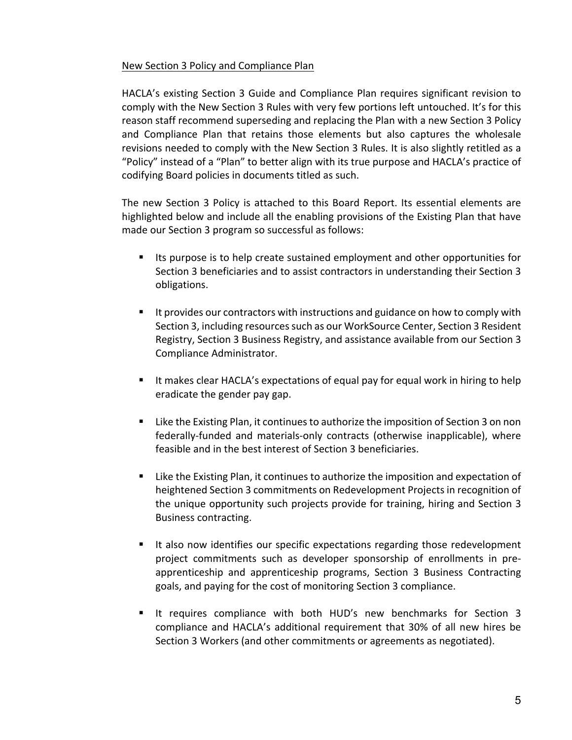<u>New Section 3 Policy and Compliance Plan</u>

HACLA's existing Section 3 Guide and Compliance Plan requires significant revision to comply with the New Section 3 Rules with very few portions left untouched. It's for this reason staff recommend superseding and replacing the Plan with a new Section 3 Policy and Compliance Plan that retains those elements but also captures the wholesale revisions needed to comply with the New Section 3 Rules. It is also slightly retitled as a "Policy" instead of a "Plan" to better align with its true purpose and HACLA's practice of codifying Board policies in documents titled as such.

The new Section 3 Policy is attached to this Board Report. Its essential elements are highlighted below and include all the enabling provisions of the Existing Plan that have made our Section 3 program so successful as follows:

- Its purpose is to help create sustained employment and other opportunities for Section 3 beneficiaries and to assist contractors in understanding their Section 3 obligations.

- It provides our contractors with instructions and guidance on how to comply with Section 3, including resources such as our WorkSource Center, Section 3 Resident Registry, Section 3 Business Registry, and assistance available from our Section 3 Compliance Administrator.

- It makes clear HACLA's expectations of equal pay for equal work in hiring to help eradicate the gender pay gap.

- Like the Existing Plan, it continues to authorize the imposition of Section 3 on non federally-funded and materials-only contracts (otherwise inapplicable), where feasible and in the best interest of Section 3 beneficiaries.

- Like the Existing Plan, it continues to authorize the imposition and expectation of heightened Section 3 commitments on Redevelopment Projects in recognition of the unique opportunity such projects provide for training, hiring and Section 3 Business contracting.

- It also now identifies our specific expectations regarding those redevelopment project commitments such as developer sponsorship of enrollments in pre-apprenticeship and apprenticeship programs, Section 3 Business Contracting goals, and paying for the cost of monitoring Section 3 compliance.

- It requires compliance with both HUD's new benchmarks for Section 3 compliance and HACLA's additional requirement that 30% of all new hires be Section 3 Workers (and other commitments or agreements as negotiated).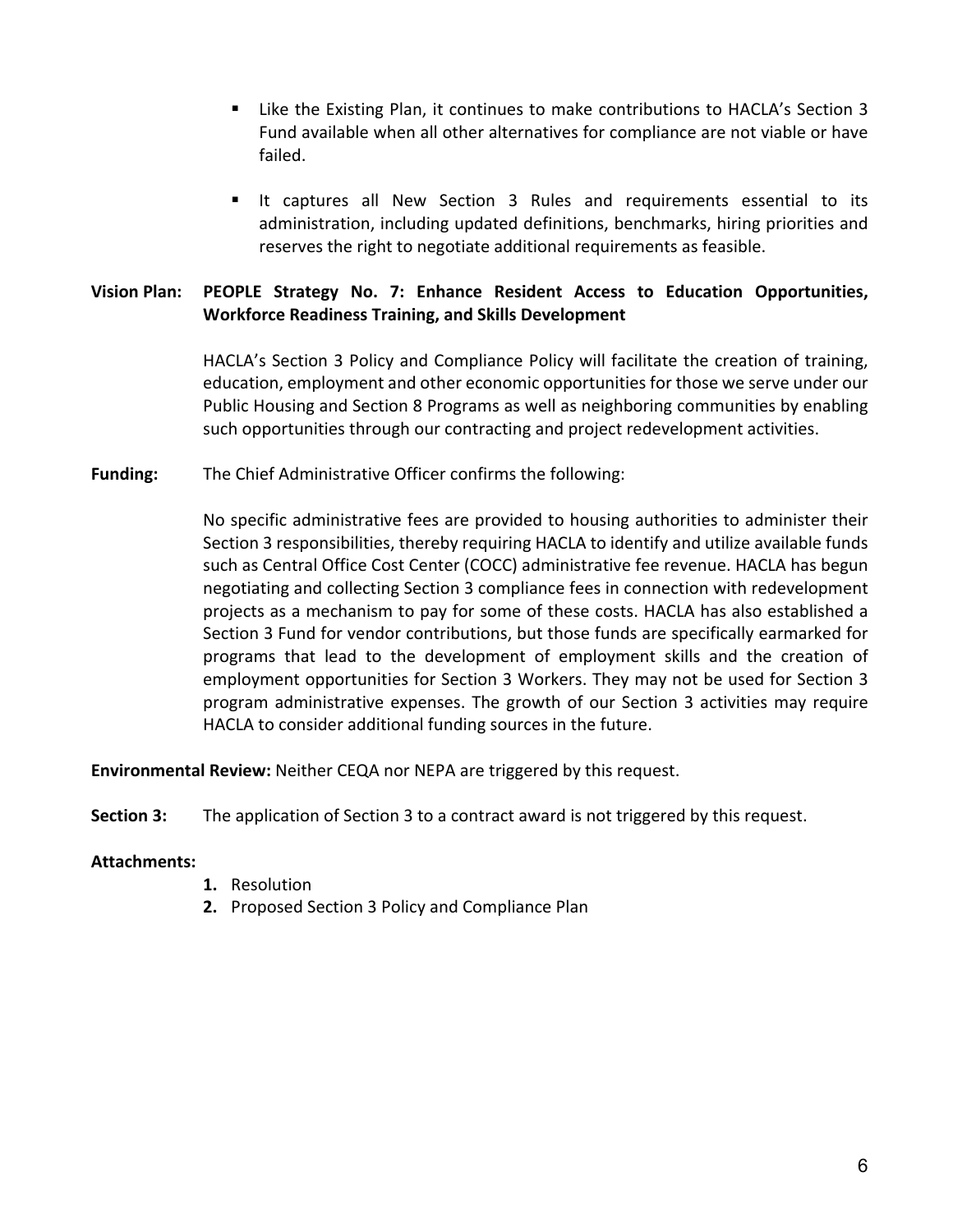- Like the Existing Plan, it continues to make contributions to HACLA's Section 3 Fund available when all other alternatives for compliance are not viable or have failed.

- It captures all New Section 3 Rules and requirements essential to its administration, including updated definitions, benchmarks, hiring priorities and reserves the right to negotiate additional requirements as feasible.

**Vision Plan: PEOPLE Strategy No. 7: Enhance Resident Access to Education Opportunities, Workforce Readiness Training, and Skills Development**

HACLA's Section 3 Policy and Compliance Policy will facilitate the creation of training, education, employment and other economic opportunities for those we serve under our Public Housing and Section 8 Programs as well as neighboring communities by enabling such opportunities through our contracting and project redevelopment activities.

**Funding:** The Chief Administrative Officer confirms the following:

No specific administrative fees are provided to housing authorities to administer their Section 3 responsibilities, thereby requiring HACLA to identify and utilize available funds such as Central Office Cost Center (COCC) administrative fee revenue. HACLA has begun negotiating and collecting Section 3 compliance fees in connection with redevelopment projects as a mechanism to pay for some of these costs. HACLA has also established a Section 3 Fund for vendor contributions, but those funds are specifically earmarked for programs that lead to the development of employment skills and the creation of employment opportunities for Section 3 Workers. They may not be used for Section 3 program administrative expenses. The growth of our Section 3 activities may require HACLA to consider additional funding sources in the future.

**Environmental Review:** Neither CEQA nor NEPA are triggered by this request.

**Section 3:** The application of Section 3 to a contract award is not triggered by this request.

**Attachments:**

1. Resolution
2. Proposed Section 3 Policy and Compliance Plan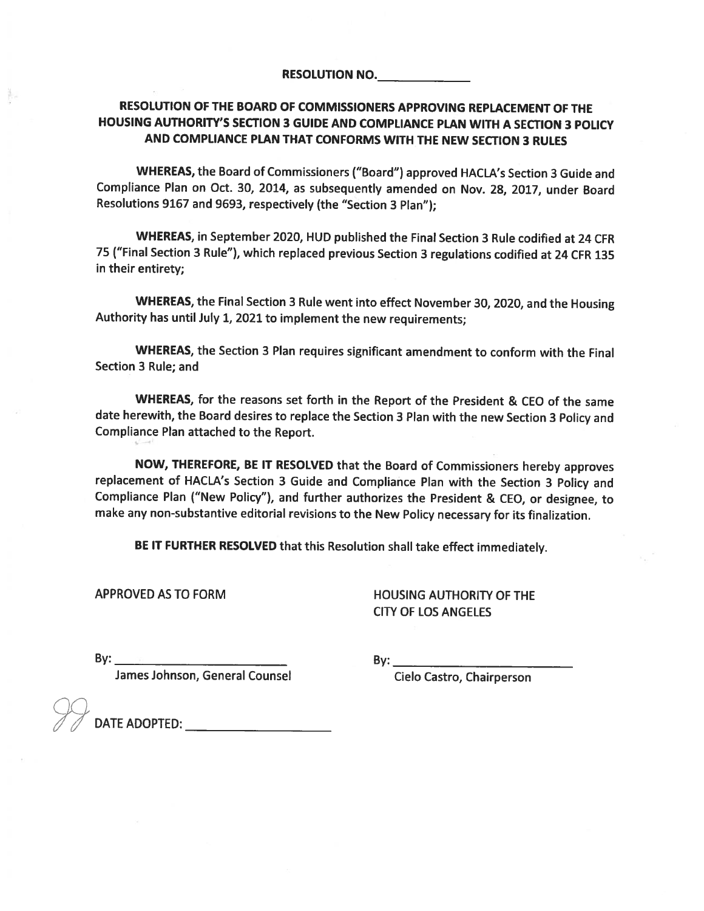**RESOLUTION NO.____________**

# RESOLUTION OF THE BOARD OF COMMISSIONERS APPROVING REPLACEMENT OF THE HOUSING AUTHORITY'S SECTION 3 GUIDE AND COMPLIANCE PLAN WITH A SECTION 3 POLICY AND COMPLIANCE PLAN THAT CONFORMS WITH THE NEW SECTION 3 RULES

**WHEREAS,** the Board of Commissioners ("Board") approved HACLA's Section 3 Guide and Compliance Plan on Oct. 30, 2014, as subsequently amended on Nov. 28, 2017, under Board Resolutions 9167 and 9693, respectively (the "Section 3 Plan");

**WHEREAS,** in September 2020, HUD published the Final Section 3 Rule codified at 24 CFR 75 ("Final Section 3 Rule"), which replaced previous Section 3 regulations codified at 24 CFR 135 in their entirety;

**WHEREAS,** the Final Section 3 Rule went into effect November 30, 2020, and the Housing Authority has until July 1, 2021 to implement the new requirements;

**WHEREAS,** the Section 3 Plan requires significant amendment to conform with the Final Section 3 Rule; and

**WHEREAS,** for the reasons set forth in the Report of the President & CEO of the same date herewith, the Board desires to replace the Section 3 Plan with the new Section 3 Policy and Compliance Plan attached to the Report.

**NOW, THEREFORE, BE IT RESOLVED** that the Board of Commissioners hereby approves replacement of HACLA's Section 3 Guide and Compliance Plan with the Section 3 Policy and Compliance Plan ("New Policy"), and further authorizes the President & CEO, or designee, to make any non-substantive editorial revisions to the New Policy necessary for its finalization.

**BE IT FURTHER RESOLVED** that this Resolution shall take effect immediately.

APPROVED AS TO FORM

By: ________________________
James Johnson, General Counsel

HOUSING AUTHORITY OF THE CITY OF LOS ANGELES

By: ________________________
Cielo Castro, Chairperson

DATE ADOPTED: ________________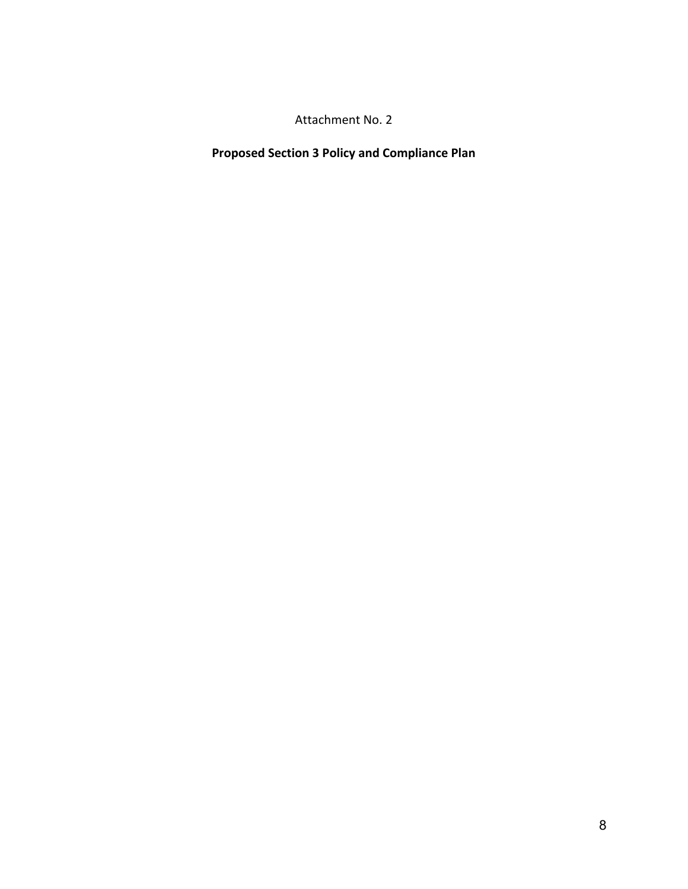Attachment No. 2

**Proposed Section 3 Policy and Compliance Plan**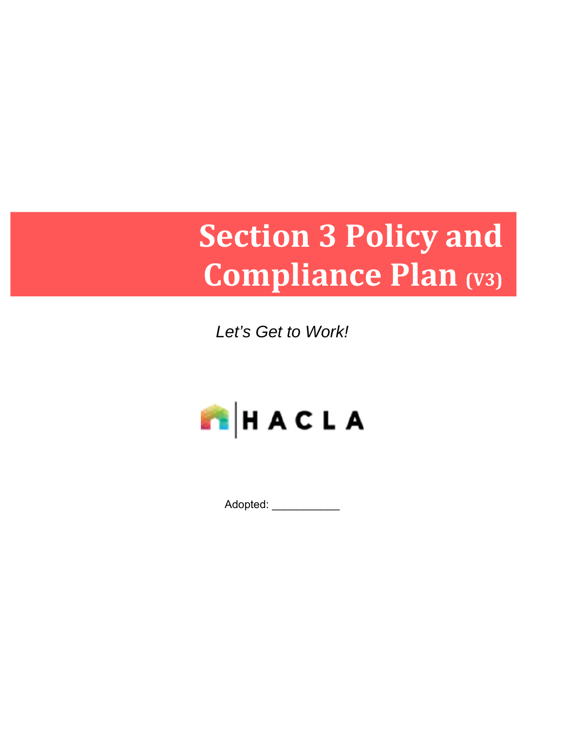# Section 3 Policy and Compliance Plan (V3)

*Let's Get to Work!*

HACLA

Adopted: ___________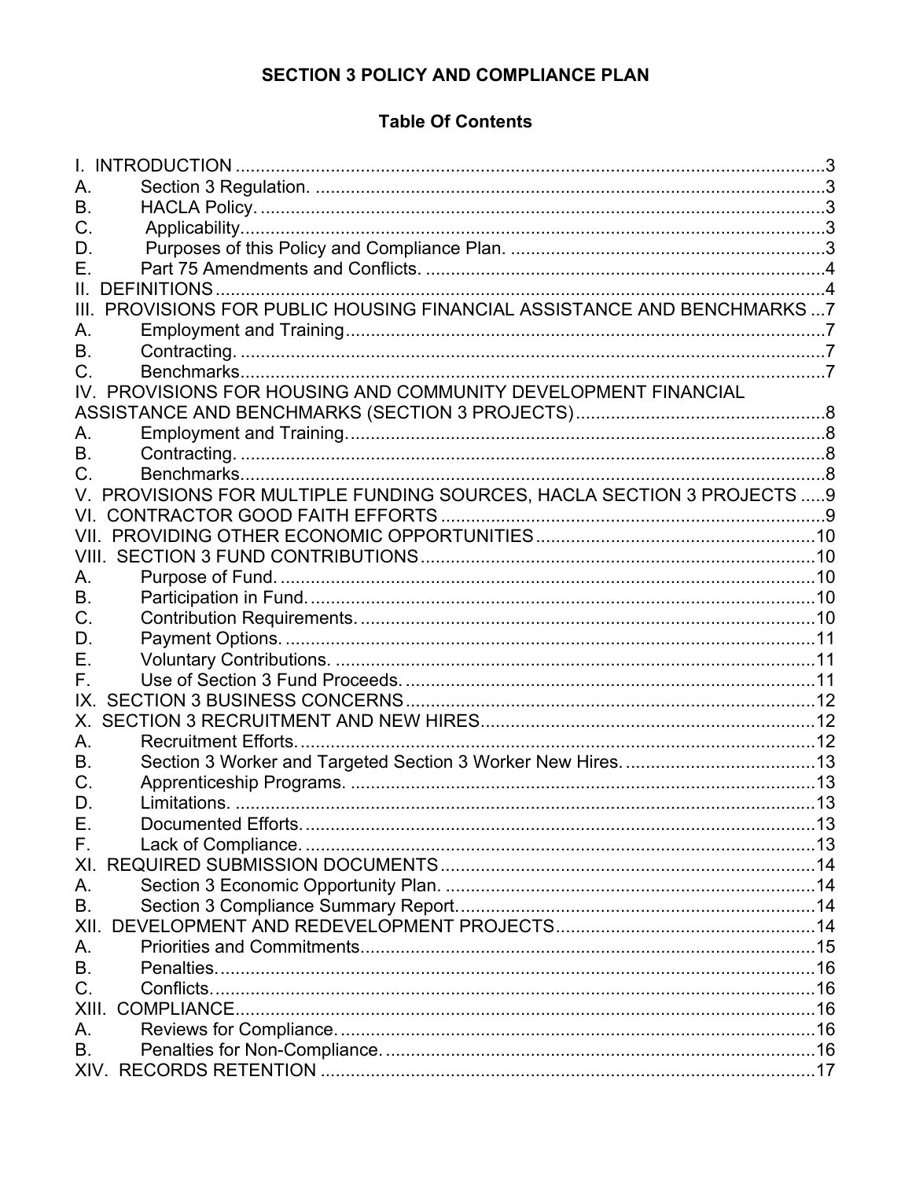# SECTION 3 POLICY AND COMPLIANCE PLAN

## Table Of Contents

I. INTRODUCTION ....................................................................................................3
A. Section 3 Regulation. ....................................................................................3
B. HACLA Policy. ...............................................................................................3
C. Applicability. ...................................................................................................3
D. Purposes of this Policy and Compliance Plan. ..............................................3
E. Part 75 Amendments and Conflicts. ...............................................................4
II. DEFINITIONS .........................................................................................................4
III. PROVISIONS FOR PUBLIC HOUSING FINANCIAL ASSISTANCE AND BENCHMARKS ...7
A. Employment and Training..............................................................................7
B. Contracting. ....................................................................................................7
C. Benchmarks....................................................................................................7
IV. PROVISIONS FOR HOUSING AND COMMUNITY DEVELOPMENT FINANCIAL ASSISTANCE AND BENCHMARKS (SECTION 3 PROJECTS).................................................8
A. Employment and Training...............................................................................8
B. Contracting. ....................................................................................................8
C. Benchmarks....................................................................................................8
V. PROVISIONS FOR MULTIPLE FUNDING SOURCES, HACLA SECTION 3 PROJECTS .....9
VI. CONTRACTOR GOOD FAITH EFFORTS ...........................................................9
VII. PROVIDING OTHER ECONOMIC OPPORTUNITIES .......................................10
VIII. SECTION 3 FUND CONTRIBUTIONS..............................................................10
A. Purpose of Fund. ..........................................................................................10
B. Participation in Fund. ....................................................................................10
C. Contribution Requirements. ..........................................................................10
D. Payment Options. ..........................................................................................11
E. Voluntary Contributions. ................................................................................11
F. Use of Section 3 Fund Proceeds. ..................................................................11
IX. SECTION 3 BUSINESS CONCERNS .................................................................12
X. SECTION 3 RECRUITMENT AND NEW HIRES...................................................12
A. Recruitment Efforts. .......................................................................................12
B. Section 3 Worker and Targeted Section 3 Worker New Hires. ......................13
C. Apprenticeship Programs. .............................................................................13
D. Limitations. ....................................................................................................13
E. Documented Efforts. ......................................................................................13
F. Lack of Compliance. .......................................................................................13
XI. REQUIRED SUBMISSION DOCUMENTS ..........................................................14
A. Section 3 Economic Opportunity Plan. ..........................................................14
B. Section 3 Compliance Summary Report.........................................................14
XII. DEVELOPMENT AND REDEVELOPMENT PROJECTS ..................................14
A. Priorities and Commitments...........................................................................15
B. Penalties........................................................................................................16
C. Conflicts.........................................................................................................16
XIII. COMPLIANCE....................................................................................................16
A. Reviews for Compliance. ...............................................................................16
B. Penalties for Non-Compliance. ......................................................................16
XIV. RECORDS RETENTION ..................................................................................17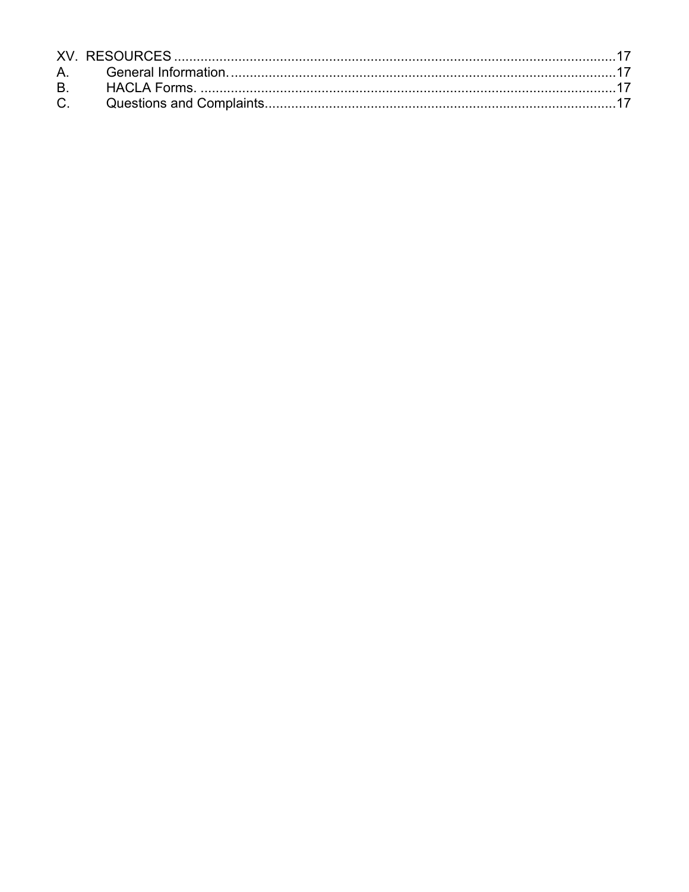XV. RESOURCES .....................................................................................................................17

A. General Information. ......................................................................................................17

B. HACLA Forms. ..............................................................................................................17

C. Questions and Complaints.............................................................................................17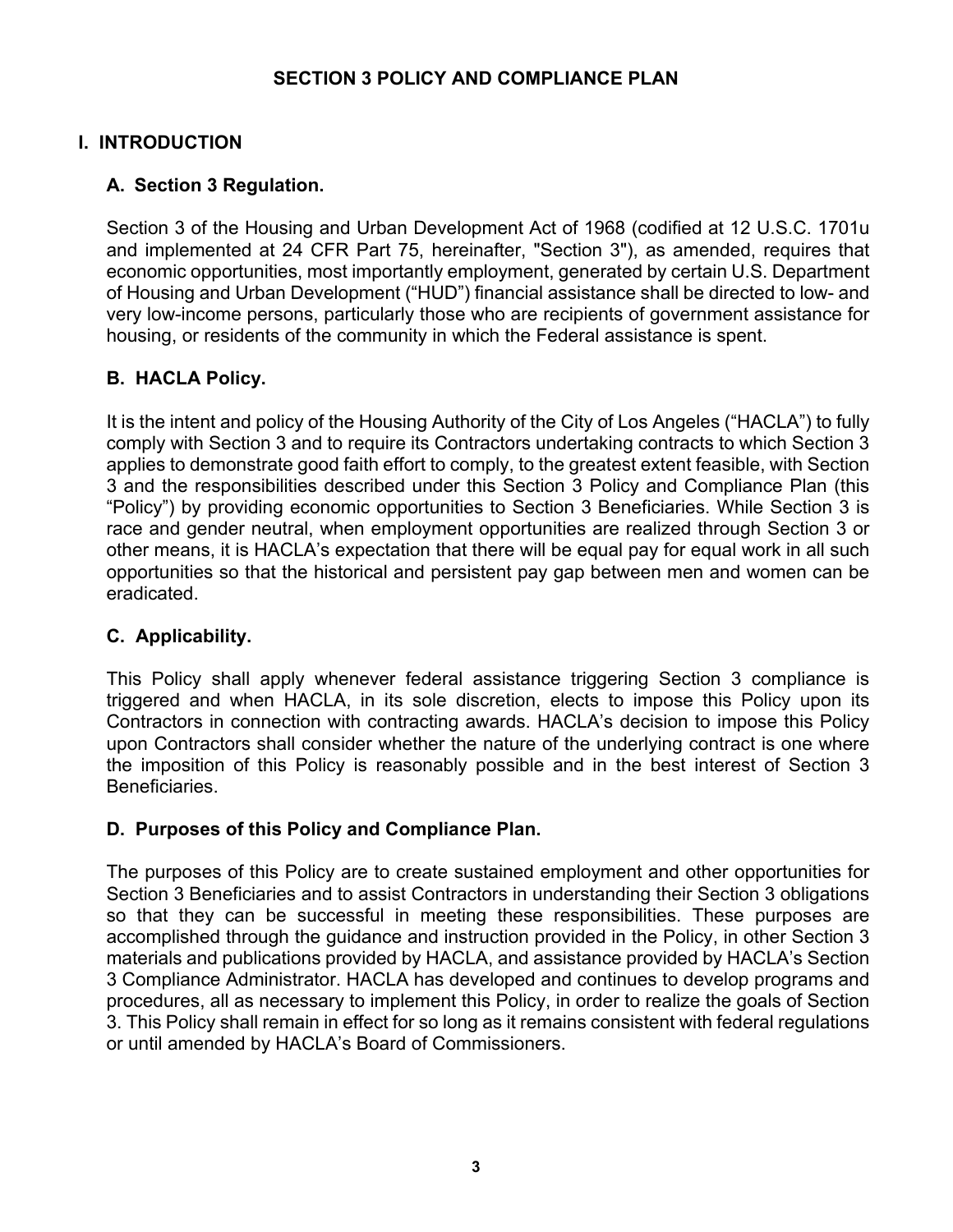# SECTION 3 POLICY AND COMPLIANCE PLAN

## I. INTRODUCTION

### A. Section 3 Regulation.

Section 3 of the Housing and Urban Development Act of 1968 (codified at 12 U.S.C. 1701u and implemented at 24 CFR Part 75, hereinafter, "Section 3"), as amended, requires that economic opportunities, most importantly employment, generated by certain U.S. Department of Housing and Urban Development ("HUD") financial assistance shall be directed to low- and very low-income persons, particularly those who are recipients of government assistance for housing, or residents of the community in which the Federal assistance is spent.

### B. HACLA Policy.

It is the intent and policy of the Housing Authority of the City of Los Angeles ("HACLA") to fully comply with Section 3 and to require its Contractors undertaking contracts to which Section 3 applies to demonstrate good faith effort to comply, to the greatest extent feasible, with Section 3 and the responsibilities described under this Section 3 Policy and Compliance Plan (this "Policy") by providing economic opportunities to Section 3 Beneficiaries. While Section 3 is race and gender neutral, when employment opportunities are realized through Section 3 or other means, it is HACLA's expectation that there will be equal pay for equal work in all such opportunities so that the historical and persistent pay gap between men and women can be eradicated.

### C. Applicability.

This Policy shall apply whenever federal assistance triggering Section 3 compliance is triggered and when HACLA, in its sole discretion, elects to impose this Policy upon its Contractors in connection with contracting awards. HACLA's decision to impose this Policy upon Contractors shall consider whether the nature of the underlying contract is one where the imposition of this Policy is reasonably possible and in the best interest of Section 3 Beneficiaries.

### D. Purposes of this Policy and Compliance Plan.

The purposes of this Policy are to create sustained employment and other opportunities for Section 3 Beneficiaries and to assist Contractors in understanding their Section 3 obligations so that they can be successful in meeting these responsibilities. These purposes are accomplished through the guidance and instruction provided in the Policy, in other Section 3 materials and publications provided by HACLA, and assistance provided by HACLA's Section 3 Compliance Administrator. HACLA has developed and continues to develop programs and procedures, all as necessary to implement this Policy, in order to realize the goals of Section 3. This Policy shall remain in effect for so long as it remains consistent with federal regulations or until amended by HACLA's Board of Commissioners.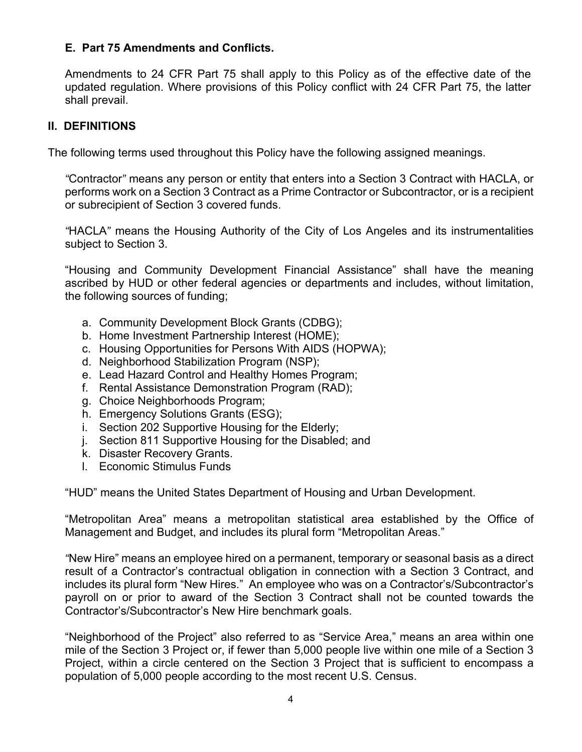### E. Part 75 Amendments and Conflicts.

Amendments to 24 CFR Part 75 shall apply to this Policy as of the effective date of the updated regulation. Where provisions of this Policy conflict with 24 CFR Part 75, the latter shall prevail.

## II. DEFINITIONS

The following terms used throughout this Policy have the following assigned meanings.

"Contractor" means any person or entity that enters into a Section 3 Contract with HACLA, or performs work on a Section 3 Contract as a Prime Contractor or Subcontractor, or is a recipient or subrecipient of Section 3 covered funds.

"HACLA" means the Housing Authority of the City of Los Angeles and its instrumentalities subject to Section 3.

"Housing and Community Development Financial Assistance" shall have the meaning ascribed by HUD or other federal agencies or departments and includes, without limitation, the following sources of funding;

a. Community Development Block Grants (CDBG);
b. Home Investment Partnership Interest (HOME);
c. Housing Opportunities for Persons With AIDS (HOPWA);
d. Neighborhood Stabilization Program (NSP);
e. Lead Hazard Control and Healthy Homes Program;
f. Rental Assistance Demonstration Program (RAD);
g. Choice Neighborhoods Program;
h. Emergency Solutions Grants (ESG);
i. Section 202 Supportive Housing for the Elderly;
j. Section 811 Supportive Housing for the Disabled; and
k. Disaster Recovery Grants.
l. Economic Stimulus Funds

"HUD" means the United States Department of Housing and Urban Development.

"Metropolitan Area" means a metropolitan statistical area established by the Office of Management and Budget, and includes its plural form "Metropolitan Areas."

"New Hire" means an employee hired on a permanent, temporary or seasonal basis as a direct result of a Contractor's contractual obligation in connection with a Section 3 Contract, and includes its plural form "New Hires." An employee who was on a Contractor's/Subcontractor's payroll on or prior to award of the Section 3 Contract shall not be counted towards the Contractor's/Subcontractor's New Hire benchmark goals.

"Neighborhood of the Project" also referred to as "Service Area," means an area within one mile of the Section 3 Project or, if fewer than 5,000 people live within one mile of a Section 3 Project, within a circle centered on the Section 3 Project that is sufficient to encompass a population of 5,000 people according to the most recent U.S. Census.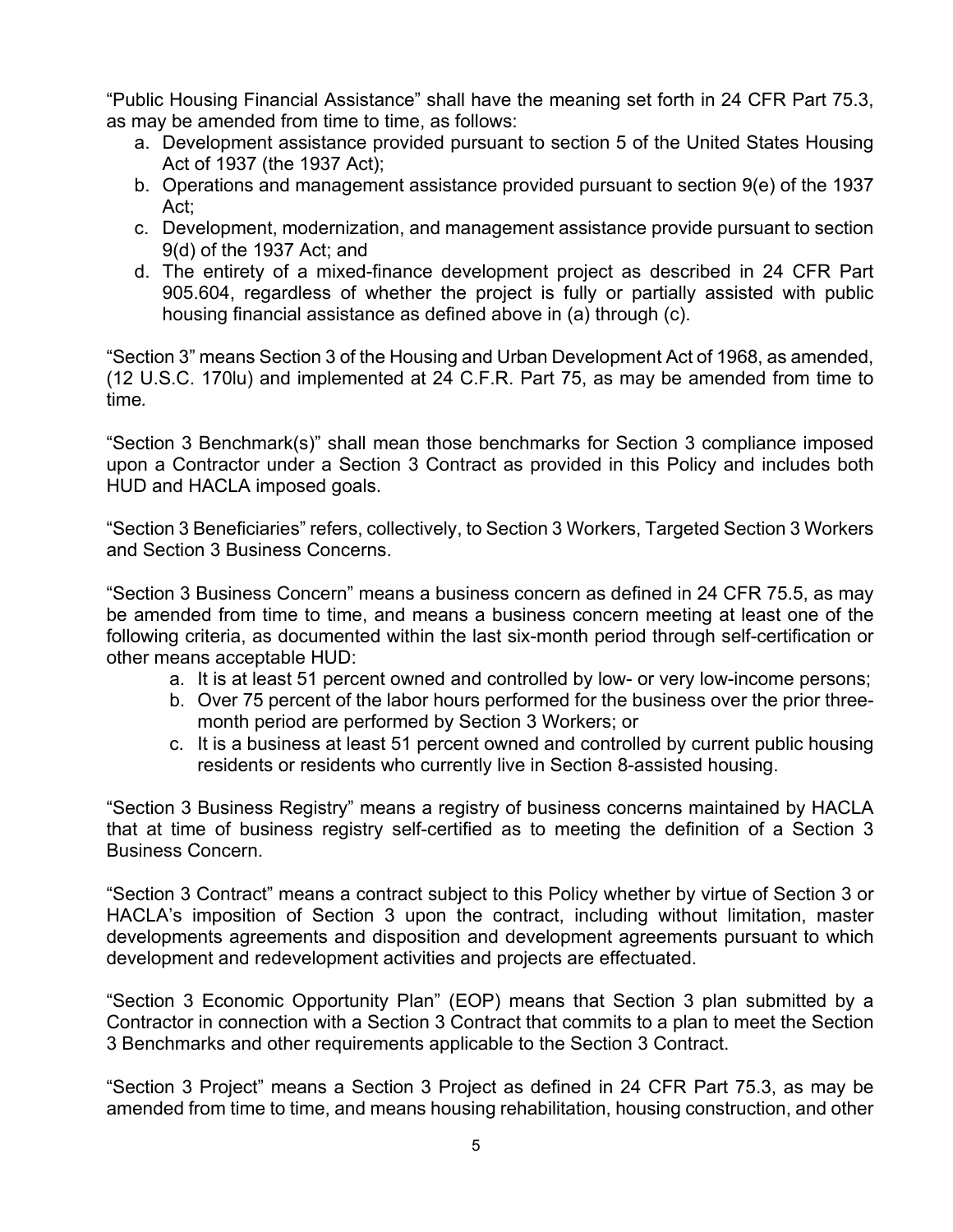"Public Housing Financial Assistance" shall have the meaning set forth in 24 CFR Part 75.3, as may be amended from time to time, as follows:

a. Development assistance provided pursuant to section 5 of the United States Housing Act of 1937 (the 1937 Act);
b. Operations and management assistance provided pursuant to section 9(e) of the 1937 Act;
c. Development, modernization, and management assistance provide pursuant to section 9(d) of the 1937 Act; and
d. The entirety of a mixed-finance development project as described in 24 CFR Part 905.604, regardless of whether the project is fully or partially assisted with public housing financial assistance as defined above in (a) through (c).

"Section 3" means Section 3 of the Housing and Urban Development Act of 1968, as amended, (12 U.S.C. 170lu) and implemented at 24 C.F.R. Part 75, as may be amended from time to time.

"Section 3 Benchmark(s)" shall mean those benchmarks for Section 3 compliance imposed upon a Contractor under a Section 3 Contract as provided in this Policy and includes both HUD and HACLA imposed goals.

"Section 3 Beneficiaries" refers, collectively, to Section 3 Workers, Targeted Section 3 Workers and Section 3 Business Concerns.

"Section 3 Business Concern" means a business concern as defined in 24 CFR 75.5, as may be amended from time to time, and means a business concern meeting at least one of the following criteria, as documented within the last six-month period through self-certification or other means acceptable HUD:

a. It is at least 51 percent owned and controlled by low- or very low-income persons;
b. Over 75 percent of the labor hours performed for the business over the prior three-month period are performed by Section 3 Workers; or
c. It is a business at least 51 percent owned and controlled by current public housing residents or residents who currently live in Section 8-assisted housing.

"Section 3 Business Registry" means a registry of business concerns maintained by HACLA that at time of business registry self-certified as to meeting the definition of a Section 3 Business Concern.

"Section 3 Contract" means a contract subject to this Policy whether by virtue of Section 3 or HACLA's imposition of Section 3 upon the contract, including without limitation, master developments agreements and disposition and development agreements pursuant to which development and redevelopment activities and projects are effectuated.

"Section 3 Economic Opportunity Plan" (EOP) means that Section 3 plan submitted by a Contractor in connection with a Section 3 Contract that commits to a plan to meet the Section 3 Benchmarks and other requirements applicable to the Section 3 Contract.

"Section 3 Project" means a Section 3 Project as defined in 24 CFR Part 75.3, as may be amended from time to time, and means housing rehabilitation, housing construction, and other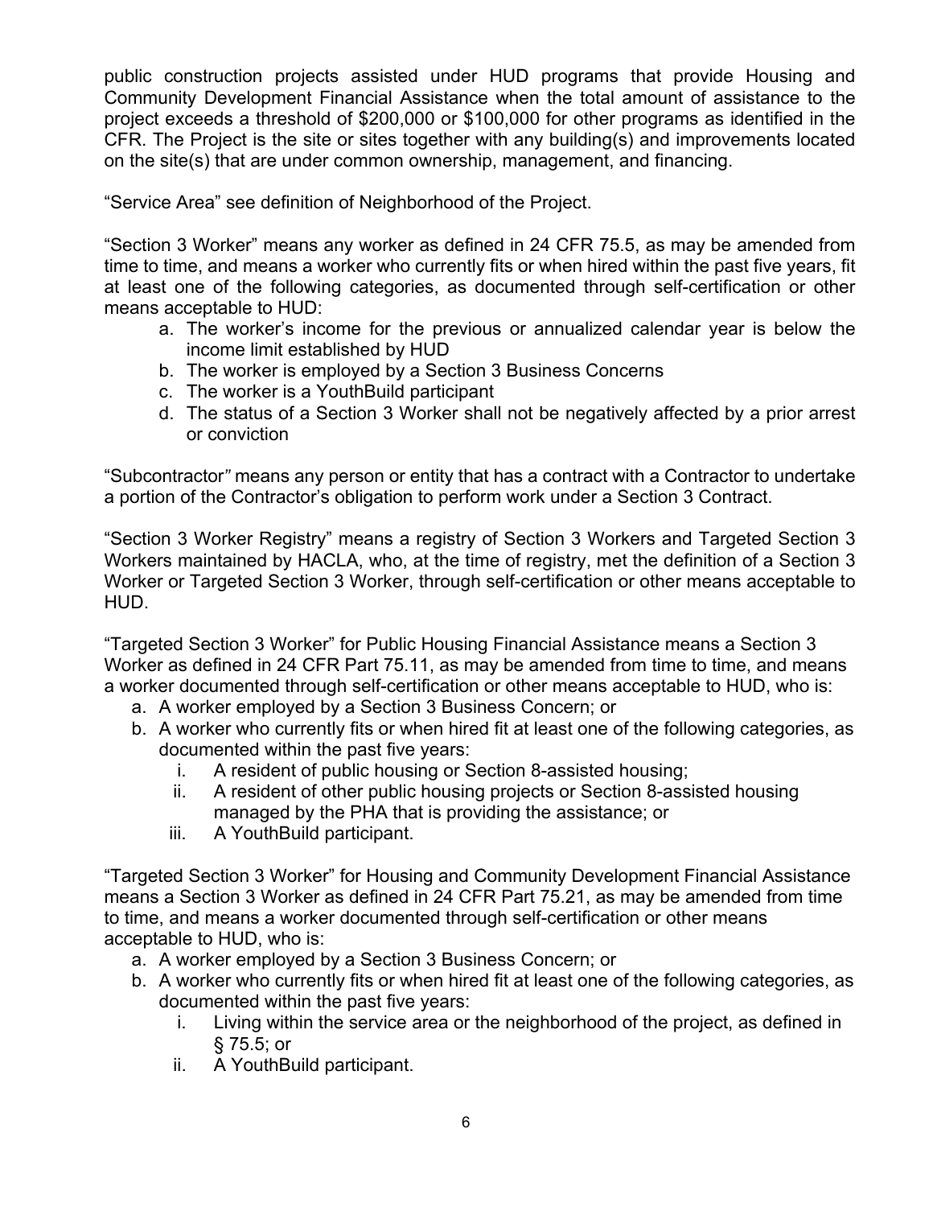public construction projects assisted under HUD programs that provide Housing and Community Development Financial Assistance when the total amount of assistance to the project exceeds a threshold of $200,000 or $100,000 for other programs as identified in the CFR. The Project is the site or sites together with any building(s) and improvements located on the site(s) that are under common ownership, management, and financing.

“Service Area” see definition of Neighborhood of the Project.

“Section 3 Worker” means any worker as defined in 24 CFR 75.5, as may be amended from time to time, and means a worker who currently fits or when hired within the past five years, fit at least one of the following categories, as documented through self-certification or other means acceptable to HUD:

a. The worker’s income for the previous or annualized calendar year is below the income limit established by HUD
b. The worker is employed by a Section 3 Business Concerns
c. The worker is a YouthBuild participant
d. The status of a Section 3 Worker shall not be negatively affected by a prior arrest or conviction

“Subcontractor*”* means any person or entity that has a contract with a Contractor to undertake a portion of the Contractor’s obligation to perform work under a Section 3 Contract.

“Section 3 Worker Registry” means a registry of Section 3 Workers and Targeted Section 3 Workers maintained by HACLA, who, at the time of registry, met the definition of a Section 3 Worker or Targeted Section 3 Worker, through self-certification or other means acceptable to HUD.

“Targeted Section 3 Worker” for Public Housing Financial Assistance means a Section 3 Worker as defined in 24 CFR Part 75.11, as may be amended from time to time, and means a worker documented through self-certification or other means acceptable to HUD, who is:

a. A worker employed by a Section 3 Business Concern; or
b. A worker who currently fits or when hired fit at least one of the following categories, as documented within the past five years:
   i. A resident of public housing or Section 8-assisted housing;
   ii. A resident of other public housing projects or Section 8-assisted housing managed by the PHA that is providing the assistance; or
   iii. A YouthBuild participant.

“Targeted Section 3 Worker” for Housing and Community Development Financial Assistance means a Section 3 Worker as defined in 24 CFR Part 75.21, as may be amended from time to time, and means a worker documented through self-certification or other means acceptable to HUD, who is:

a. A worker employed by a Section 3 Business Concern; or
b. A worker who currently fits or when hired fit at least one of the following categories, as documented within the past five years:
   i. Living within the service area or the neighborhood of the project, as defined in § 75.5; or
   ii. A YouthBuild participant.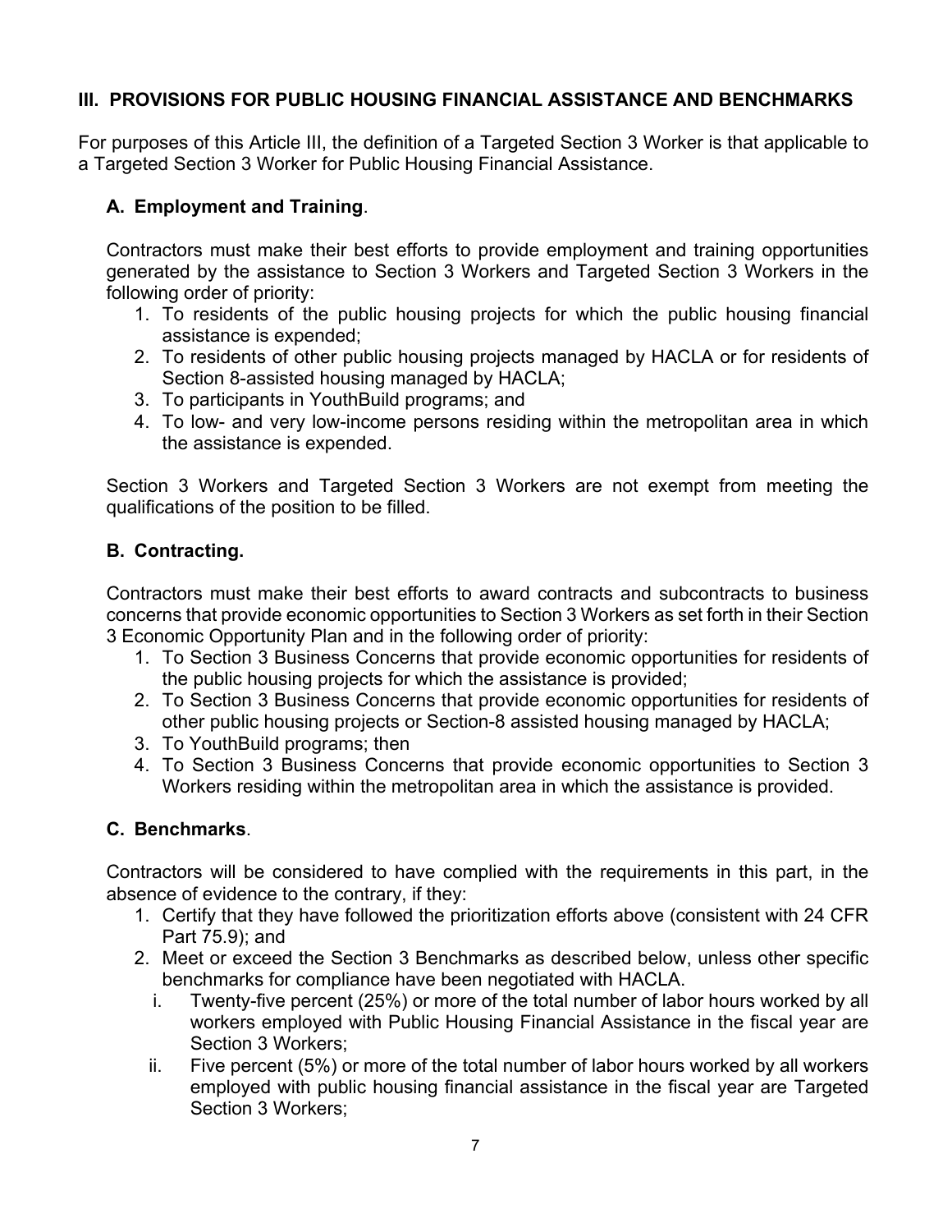## III. PROVISIONS FOR PUBLIC HOUSING FINANCIAL ASSISTANCE AND BENCHMARKS

For purposes of this Article III, the definition of a Targeted Section 3 Worker is that applicable to a Targeted Section 3 Worker for Public Housing Financial Assistance.

### A. Employment and Training.

Contractors must make their best efforts to provide employment and training opportunities generated by the assistance to Section 3 Workers and Targeted Section 3 Workers in the following order of priority:

1. To residents of the public housing projects for which the public housing financial assistance is expended;
2. To residents of other public housing projects managed by HACLA or for residents of Section 8-assisted housing managed by HACLA;
3. To participants in YouthBuild programs; and
4. To low- and very low-income persons residing within the metropolitan area in which the assistance is expended.

Section 3 Workers and Targeted Section 3 Workers are not exempt from meeting the qualifications of the position to be filled.

### B. Contracting.

Contractors must make their best efforts to award contracts and subcontracts to business concerns that provide economic opportunities to Section 3 Workers as set forth in their Section 3 Economic Opportunity Plan and in the following order of priority:

1. To Section 3 Business Concerns that provide economic opportunities for residents of the public housing projects for which the assistance is provided;
2. To Section 3 Business Concerns that provide economic opportunities for residents of other public housing projects or Section-8 assisted housing managed by HACLA;
3. To YouthBuild programs; then
4. To Section 3 Business Concerns that provide economic opportunities to Section 3 Workers residing within the metropolitan area in which the assistance is provided.

### C. Benchmarks.

Contractors will be considered to have complied with the requirements in this part, in the absence of evidence to the contrary, if they:

1. Certify that they have followed the prioritization efforts above (consistent with 24 CFR Part 75.9); and
2. Meet or exceed the Section 3 Benchmarks as described below, unless other specific benchmarks for compliance have been negotiated with HACLA.
   i. Twenty-five percent (25%) or more of the total number of labor hours worked by all workers employed with Public Housing Financial Assistance in the fiscal year are Section 3 Workers;
   ii. Five percent (5%) or more of the total number of labor hours worked by all workers employed with public housing financial assistance in the fiscal year are Targeted Section 3 Workers;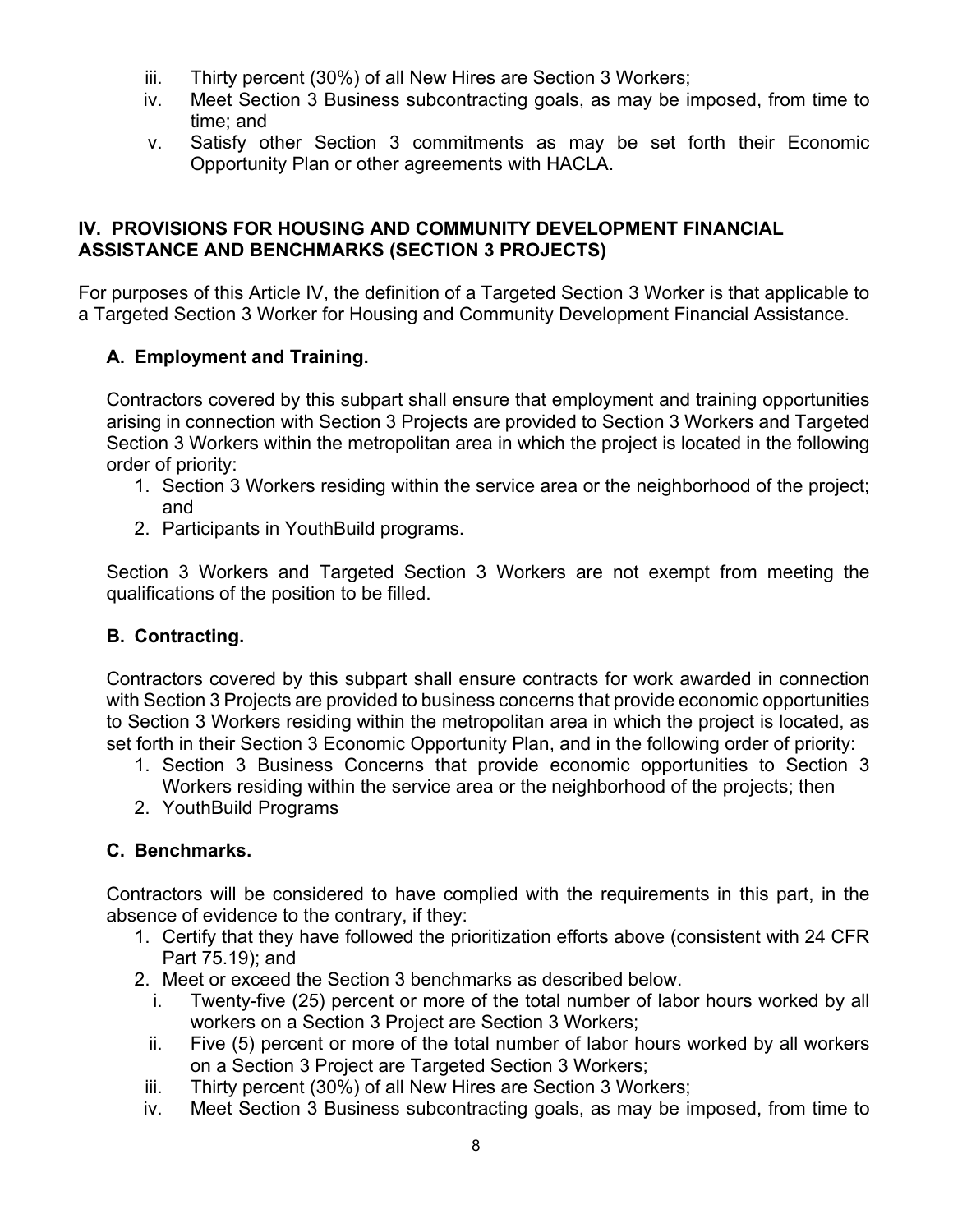iii. Thirty percent (30%) of all New Hires are Section 3 Workers;
iv. Meet Section 3 Business subcontracting goals, as may be imposed, from time to time; and
v. Satisfy other Section 3 commitments as may be set forth their Economic Opportunity Plan or other agreements with HACLA.

## IV. PROVISIONS FOR HOUSING AND COMMUNITY DEVELOPMENT FINANCIAL ASSISTANCE AND BENCHMARKS (SECTION 3 PROJECTS)

For purposes of this Article IV, the definition of a Targeted Section 3 Worker is that applicable to a Targeted Section 3 Worker for Housing and Community Development Financial Assistance.

### A. Employment and Training.

Contractors covered by this subpart shall ensure that employment and training opportunities arising in connection with Section 3 Projects are provided to Section 3 Workers and Targeted Section 3 Workers within the metropolitan area in which the project is located in the following order of priority:

1. Section 3 Workers residing within the service area or the neighborhood of the project; and
2. Participants in YouthBuild programs.

Section 3 Workers and Targeted Section 3 Workers are not exempt from meeting the qualifications of the position to be filled.

### B. Contracting.

Contractors covered by this subpart shall ensure contracts for work awarded in connection with Section 3 Projects are provided to business concerns that provide economic opportunities to Section 3 Workers residing within the metropolitan area in which the project is located, as set forth in their Section 3 Economic Opportunity Plan, and in the following order of priority:

1. Section 3 Business Concerns that provide economic opportunities to Section 3 Workers residing within the service area or the neighborhood of the projects; then
2. YouthBuild Programs

### C. Benchmarks.

Contractors will be considered to have complied with the requirements in this part, in the absence of evidence to the contrary, if they:

1. Certify that they have followed the prioritization efforts above (consistent with 24 CFR Part 75.19); and
2. Meet or exceed the Section 3 benchmarks as described below.
   i. Twenty-five (25) percent or more of the total number of labor hours worked by all workers on a Section 3 Project are Section 3 Workers;
   ii. Five (5) percent or more of the total number of labor hours worked by all workers on a Section 3 Project are Targeted Section 3 Workers;
   iii. Thirty percent (30%) of all New Hires are Section 3 Workers;
   iv. Meet Section 3 Business subcontracting goals, as may be imposed, from time to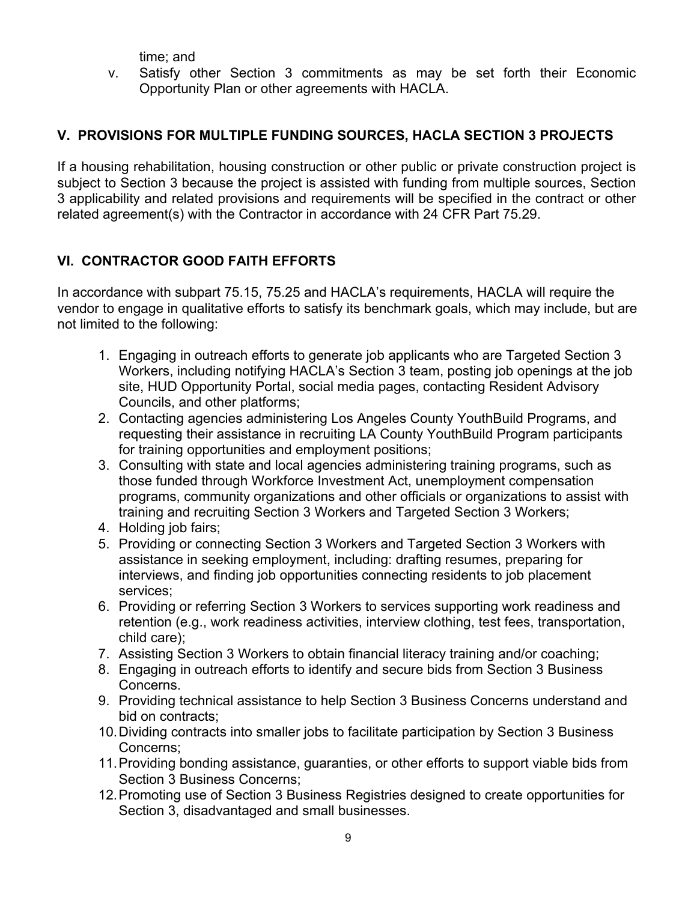time; and

v. Satisfy other Section 3 commitments as may be set forth their Economic Opportunity Plan or other agreements with HACLA.

## V. PROVISIONS FOR MULTIPLE FUNDING SOURCES, HACLA SECTION 3 PROJECTS

If a housing rehabilitation, housing construction or other public or private construction project is subject to Section 3 because the project is assisted with funding from multiple sources, Section 3 applicability and related provisions and requirements will be specified in the contract or other related agreement(s) with the Contractor in accordance with 24 CFR Part 75.29.

## VI. CONTRACTOR GOOD FAITH EFFORTS

In accordance with subpart 75.15, 75.25 and HACLA's requirements, HACLA will require the vendor to engage in qualitative efforts to satisfy its benchmark goals, which may include, but are not limited to the following:

1. Engaging in outreach efforts to generate job applicants who are Targeted Section 3 Workers, including notifying HACLA's Section 3 team, posting job openings at the job site, HUD Opportunity Portal, social media pages, contacting Resident Advisory Councils, and other platforms;
2. Contacting agencies administering Los Angeles County YouthBuild Programs, and requesting their assistance in recruiting LA County YouthBuild Program participants for training opportunities and employment positions;
3. Consulting with state and local agencies administering training programs, such as those funded through Workforce Investment Act, unemployment compensation programs, community organizations and other officials or organizations to assist with training and recruiting Section 3 Workers and Targeted Section 3 Workers;
4. Holding job fairs;
5. Providing or connecting Section 3 Workers and Targeted Section 3 Workers with assistance in seeking employment, including: drafting resumes, preparing for interviews, and finding job opportunities connecting residents to job placement services;
6. Providing or referring Section 3 Workers to services supporting work readiness and retention (e.g., work readiness activities, interview clothing, test fees, transportation, child care);
7. Assisting Section 3 Workers to obtain financial literacy training and/or coaching;
8. Engaging in outreach efforts to identify and secure bids from Section 3 Business Concerns.
9. Providing technical assistance to help Section 3 Business Concerns understand and bid on contracts;
10. Dividing contracts into smaller jobs to facilitate participation by Section 3 Business Concerns;
11. Providing bonding assistance, guaranties, or other efforts to support viable bids from Section 3 Business Concerns;
12. Promoting use of Section 3 Business Registries designed to create opportunities for Section 3, disadvantaged and small businesses.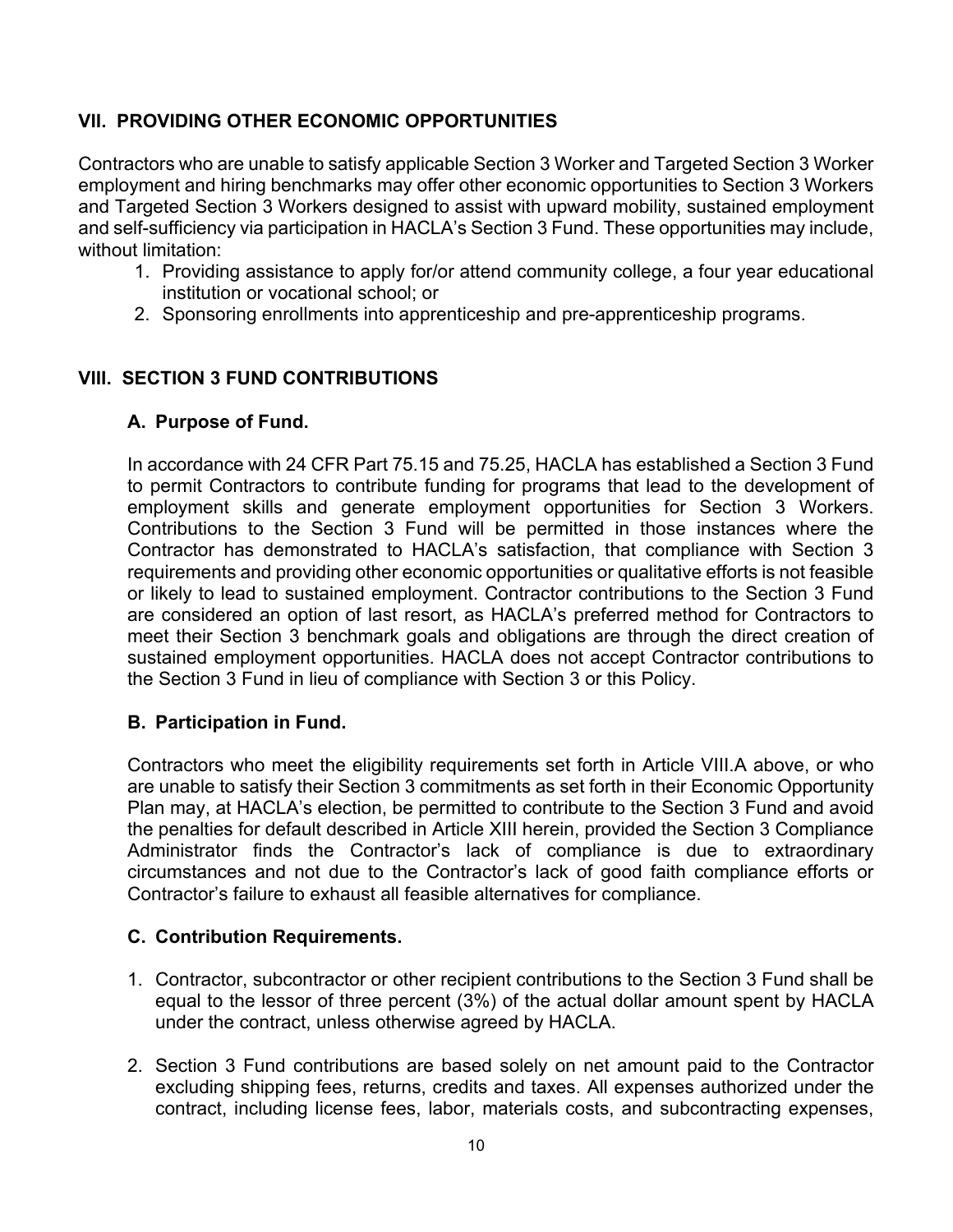## VII. PROVIDING OTHER ECONOMIC OPPORTUNITIES

Contractors who are unable to satisfy applicable Section 3 Worker and Targeted Section 3 Worker employment and hiring benchmarks may offer other economic opportunities to Section 3 Workers and Targeted Section 3 Workers designed to assist with upward mobility, sustained employment and self-sufficiency via participation in HACLA's Section 3 Fund. These opportunities may include, without limitation:

1. Providing assistance to apply for/or attend community college, a four year educational institution or vocational school; or
2. Sponsoring enrollments into apprenticeship and pre-apprenticeship programs.

## VIII. SECTION 3 FUND CONTRIBUTIONS

### A. Purpose of Fund.

In accordance with 24 CFR Part 75.15 and 75.25, HACLA has established a Section 3 Fund to permit Contractors to contribute funding for programs that lead to the development of employment skills and generate employment opportunities for Section 3 Workers. Contributions to the Section 3 Fund will be permitted in those instances where the Contractor has demonstrated to HACLA's satisfaction, that compliance with Section 3 requirements and providing other economic opportunities or qualitative efforts is not feasible or likely to lead to sustained employment. Contractor contributions to the Section 3 Fund are considered an option of last resort, as HACLA's preferred method for Contractors to meet their Section 3 benchmark goals and obligations are through the direct creation of sustained employment opportunities. HACLA does not accept Contractor contributions to the Section 3 Fund in lieu of compliance with Section 3 or this Policy.

### B. Participation in Fund.

Contractors who meet the eligibility requirements set forth in Article VIII.A above, or who are unable to satisfy their Section 3 commitments as set forth in their Economic Opportunity Plan may, at HACLA's election, be permitted to contribute to the Section 3 Fund and avoid the penalties for default described in Article XIII herein, provided the Section 3 Compliance Administrator finds the Contractor's lack of compliance is due to extraordinary circumstances and not due to the Contractor's lack of good faith compliance efforts or Contractor's failure to exhaust all feasible alternatives for compliance.

### C. Contribution Requirements.

1. Contractor, subcontractor or other recipient contributions to the Section 3 Fund shall be equal to the lessor of three percent (3%) of the actual dollar amount spent by HACLA under the contract, unless otherwise agreed by HACLA.

2. Section 3 Fund contributions are based solely on net amount paid to the Contractor excluding shipping fees, returns, credits and taxes. All expenses authorized under the contract, including license fees, labor, materials costs, and subcontracting expenses,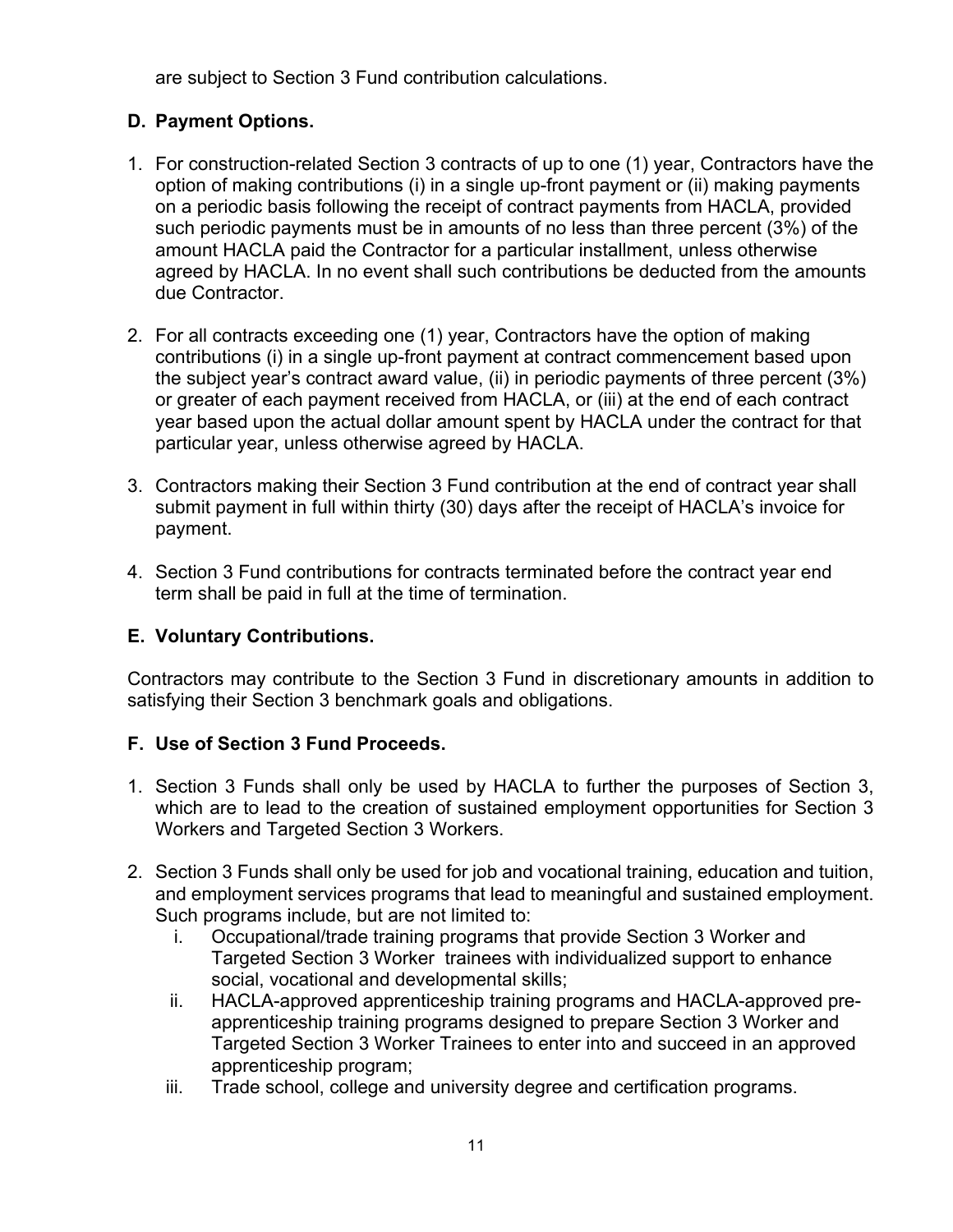are subject to Section 3 Fund contribution calculations.

### D. Payment Options.

1. For construction-related Section 3 contracts of up to one (1) year, Contractors have the option of making contributions (i) in a single up-front payment or (ii) making payments on a periodic basis following the receipt of contract payments from HACLA, provided such periodic payments must be in amounts of no less than three percent (3%) of the amount HACLA paid the Contractor for a particular installment, unless otherwise agreed by HACLA. In no event shall such contributions be deducted from the amounts due Contractor.

2. For all contracts exceeding one (1) year, Contractors have the option of making contributions (i) in a single up-front payment at contract commencement based upon the subject year's contract award value, (ii) in periodic payments of three percent (3%) or greater of each payment received from HACLA, or (iii) at the end of each contract year based upon the actual dollar amount spent by HACLA under the contract for that particular year, unless otherwise agreed by HACLA.

3. Contractors making their Section 3 Fund contribution at the end of contract year shall submit payment in full within thirty (30) days after the receipt of HACLA's invoice for payment.

4. Section 3 Fund contributions for contracts terminated before the contract year end term shall be paid in full at the time of termination.

### E. Voluntary Contributions.

Contractors may contribute to the Section 3 Fund in discretionary amounts in addition to satisfying their Section 3 benchmark goals and obligations.

### F. Use of Section 3 Fund Proceeds.

1. Section 3 Funds shall only be used by HACLA to further the purposes of Section 3, which are to lead to the creation of sustained employment opportunities for Section 3 Workers and Targeted Section 3 Workers.

2. Section 3 Funds shall only be used for job and vocational training, education and tuition, and employment services programs that lead to meaningful and sustained employment. Such programs include, but are not limited to:
   i. Occupational/trade training programs that provide Section 3 Worker and Targeted Section 3 Worker trainees with individualized support to enhance social, vocational and developmental skills;
   ii. HACLA-approved apprenticeship training programs and HACLA-approved pre-apprenticeship training programs designed to prepare Section 3 Worker and Targeted Section 3 Worker Trainees to enter into and succeed in an approved apprenticeship program;
   iii. Trade school, college and university degree and certification programs.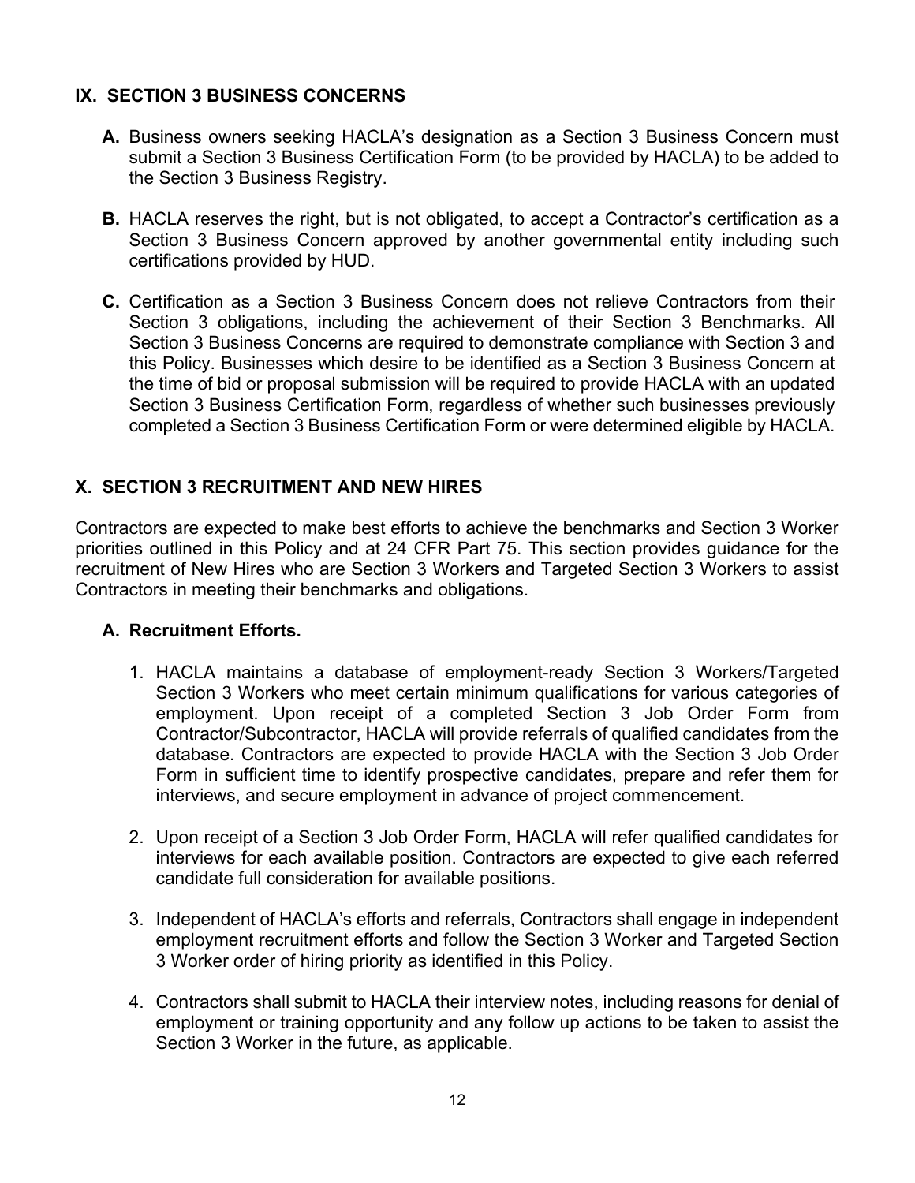## IX. SECTION 3 BUSINESS CONCERNS

**A.** Business owners seeking HACLA's designation as a Section 3 Business Concern must submit a Section 3 Business Certification Form (to be provided by HACLA) to be added to the Section 3 Business Registry.

**B.** HACLA reserves the right, but is not obligated, to accept a Contractor's certification as a Section 3 Business Concern approved by another governmental entity including such certifications provided by HUD.

**C.** Certification as a Section 3 Business Concern does not relieve Contractors from their Section 3 obligations, including the achievement of their Section 3 Benchmarks. All Section 3 Business Concerns are required to demonstrate compliance with Section 3 and this Policy. Businesses which desire to be identified as a Section 3 Business Concern at the time of bid or proposal submission will be required to provide HACLA with an updated Section 3 Business Certification Form, regardless of whether such businesses previously completed a Section 3 Business Certification Form or were determined eligible by HACLA.

## X. SECTION 3 RECRUITMENT AND NEW HIRES

Contractors are expected to make best efforts to achieve the benchmarks and Section 3 Worker priorities outlined in this Policy and at 24 CFR Part 75. This section provides guidance for the recruitment of New Hires who are Section 3 Workers and Targeted Section 3 Workers to assist Contractors in meeting their benchmarks and obligations.

### A. Recruitment Efforts.

1. HACLA maintains a database of employment-ready Section 3 Workers/Targeted Section 3 Workers who meet certain minimum qualifications for various categories of employment. Upon receipt of a completed Section 3 Job Order Form from Contractor/Subcontractor, HACLA will provide referrals of qualified candidates from the database. Contractors are expected to provide HACLA with the Section 3 Job Order Form in sufficient time to identify prospective candidates, prepare and refer them for interviews, and secure employment in advance of project commencement.

2. Upon receipt of a Section 3 Job Order Form, HACLA will refer qualified candidates for interviews for each available position. Contractors are expected to give each referred candidate full consideration for available positions.

3. Independent of HACLA's efforts and referrals, Contractors shall engage in independent employment recruitment efforts and follow the Section 3 Worker and Targeted Section 3 Worker order of hiring priority as identified in this Policy.

4. Contractors shall submit to HACLA their interview notes, including reasons for denial of employment or training opportunity and any follow up actions to be taken to assist the Section 3 Worker in the future, as applicable.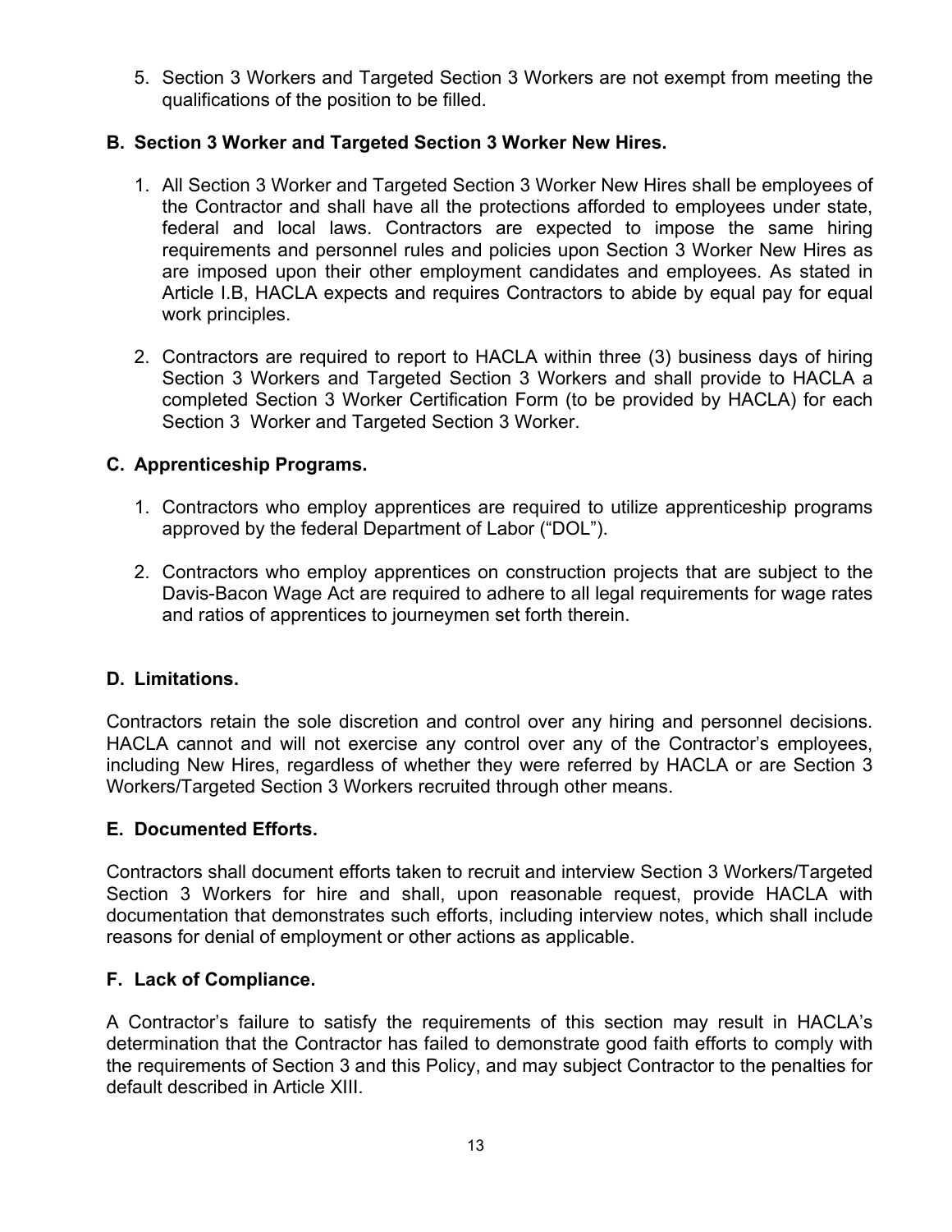5. Section 3 Workers and Targeted Section 3 Workers are not exempt from meeting the qualifications of the position to be filled.

### B. Section 3 Worker and Targeted Section 3 Worker New Hires.

1. All Section 3 Worker and Targeted Section 3 Worker New Hires shall be employees of the Contractor and shall have all the protections afforded to employees under state, federal and local laws. Contractors are expected to impose the same hiring requirements and personnel rules and policies upon Section 3 Worker New Hires as are imposed upon their other employment candidates and employees. As stated in Article I.B, HACLA expects and requires Contractors to abide by equal pay for equal work principles.

2. Contractors are required to report to HACLA within three (3) business days of hiring Section 3 Workers and Targeted Section 3 Workers and shall provide to HACLA a completed Section 3 Worker Certification Form (to be provided by HACLA) for each Section 3 Worker and Targeted Section 3 Worker.

### C. Apprenticeship Programs.

1. Contractors who employ apprentices are required to utilize apprenticeship programs approved by the federal Department of Labor ("DOL").

2. Contractors who employ apprentices on construction projects that are subject to the Davis-Bacon Wage Act are required to adhere to all legal requirements for wage rates and ratios of apprentices to journeymen set forth therein.

### D. Limitations.

Contractors retain the sole discretion and control over any hiring and personnel decisions. HACLA cannot and will not exercise any control over any of the Contractor's employees, including New Hires, regardless of whether they were referred by HACLA or are Section 3 Workers/Targeted Section 3 Workers recruited through other means.

### E. Documented Efforts.

Contractors shall document efforts taken to recruit and interview Section 3 Workers/Targeted Section 3 Workers for hire and shall, upon reasonable request, provide HACLA with documentation that demonstrates such efforts, including interview notes, which shall include reasons for denial of employment or other actions as applicable.

### F. Lack of Compliance.

A Contractor's failure to satisfy the requirements of this section may result in HACLA's determination that the Contractor has failed to demonstrate good faith efforts to comply with the requirements of Section 3 and this Policy, and may subject Contractor to the penalties for default described in Article XIII.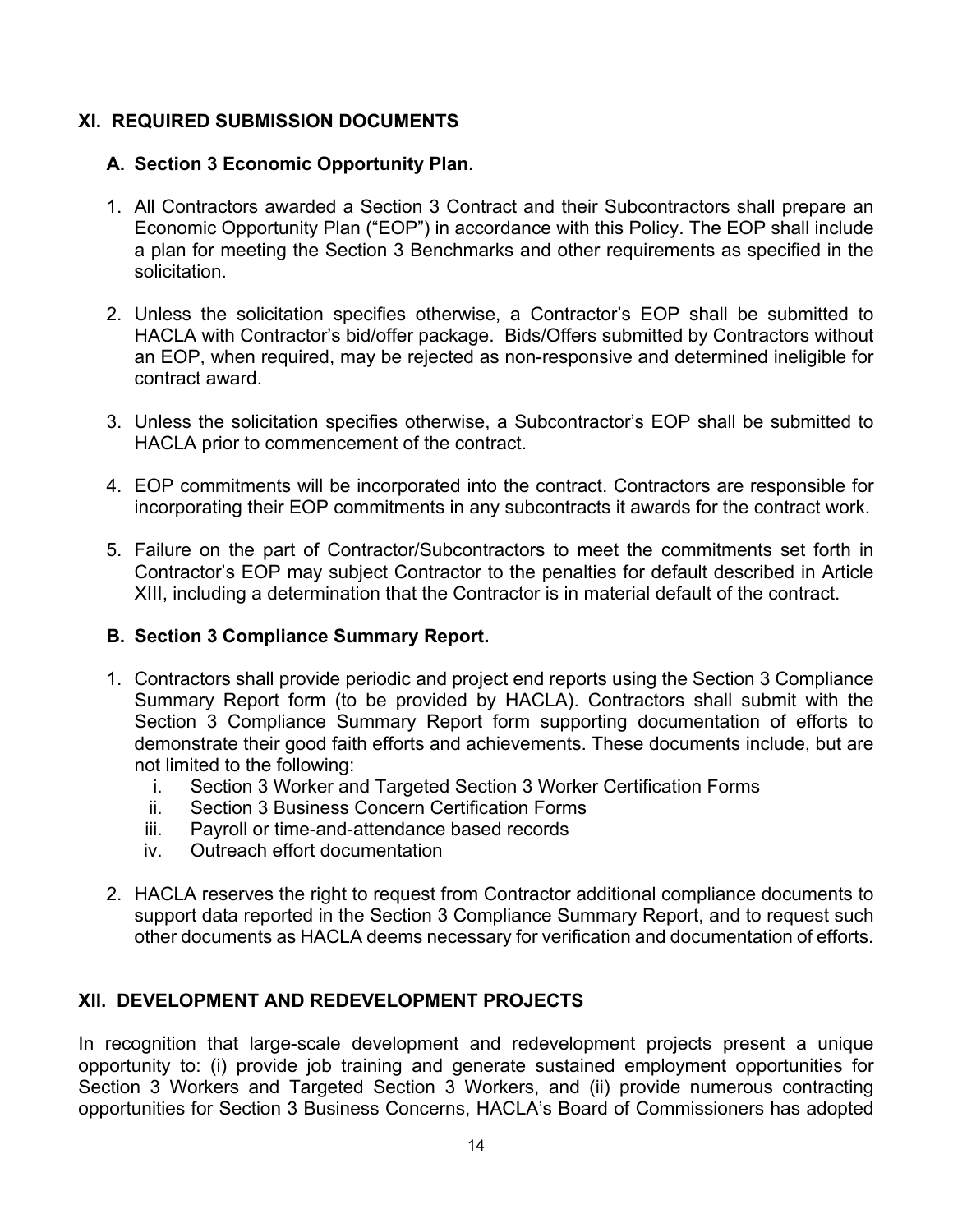## XI. REQUIRED SUBMISSION DOCUMENTS

### A. Section 3 Economic Opportunity Plan.

1. All Contractors awarded a Section 3 Contract and their Subcontractors shall prepare an Economic Opportunity Plan ("EOP") in accordance with this Policy. The EOP shall include a plan for meeting the Section 3 Benchmarks and other requirements as specified in the solicitation.

2. Unless the solicitation specifies otherwise, a Contractor's EOP shall be submitted to HACLA with Contractor's bid/offer package. Bids/Offers submitted by Contractors without an EOP, when required, may be rejected as non-responsive and determined ineligible for contract award.

3. Unless the solicitation specifies otherwise, a Subcontractor's EOP shall be submitted to HACLA prior to commencement of the contract.

4. EOP commitments will be incorporated into the contract. Contractors are responsible for incorporating their EOP commitments in any subcontracts it awards for the contract work.

5. Failure on the part of Contractor/Subcontractors to meet the commitments set forth in Contractor's EOP may subject Contractor to the penalties for default described in Article XIII, including a determination that the Contractor is in material default of the contract.

### B. Section 3 Compliance Summary Report.

1. Contractors shall provide periodic and project end reports using the Section 3 Compliance Summary Report form (to be provided by HACLA). Contractors shall submit with the Section 3 Compliance Summary Report form supporting documentation of efforts to demonstrate their good faith efforts and achievements. These documents include, but are not limited to the following:
   i. Section 3 Worker and Targeted Section 3 Worker Certification Forms
   ii. Section 3 Business Concern Certification Forms
   iii. Payroll or time-and-attendance based records
   iv. Outreach effort documentation

2. HACLA reserves the right to request from Contractor additional compliance documents to support data reported in the Section 3 Compliance Summary Report, and to request such other documents as HACLA deems necessary for verification and documentation of efforts.

## XII. DEVELOPMENT AND REDEVELOPMENT PROJECTS

In recognition that large-scale development and redevelopment projects present a unique opportunity to: (i) provide job training and generate sustained employment opportunities for Section 3 Workers and Targeted Section 3 Workers, and (ii) provide numerous contracting opportunities for Section 3 Business Concerns, HACLA's Board of Commissioners has adopted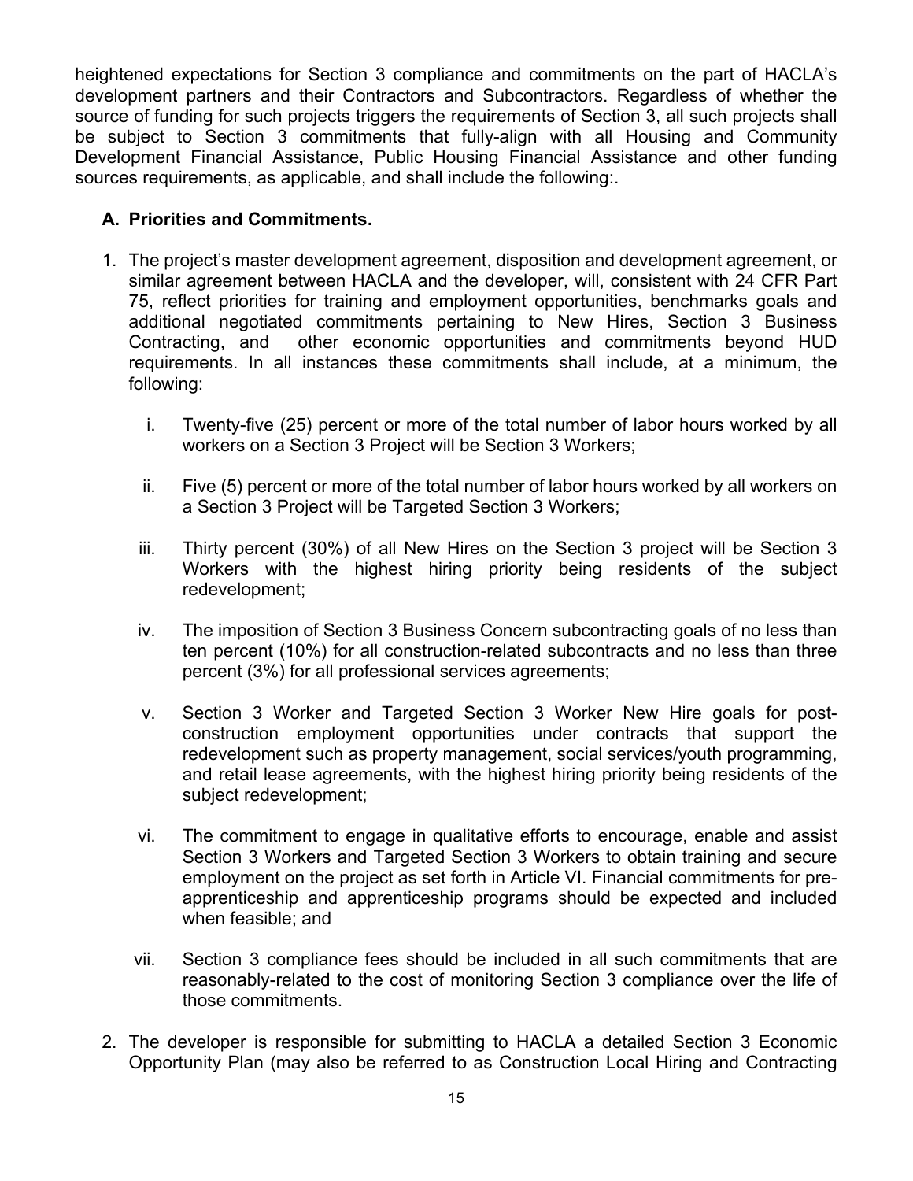heightened expectations for Section 3 compliance and commitments on the part of HACLA's development partners and their Contractors and Subcontractors. Regardless of whether the source of funding for such projects triggers the requirements of Section 3, all such projects shall be subject to Section 3 commitments that fully-align with all Housing and Community Development Financial Assistance, Public Housing Financial Assistance and other funding sources requirements, as applicable, and shall include the following:.

**A. Priorities and Commitments.**

1. The project's master development agreement, disposition and development agreement, or similar agreement between HACLA and the developer, will, consistent with 24 CFR Part 75, reflect priorities for training and employment opportunities, benchmarks goals and additional negotiated commitments pertaining to New Hires, Section 3 Business Contracting, and other economic opportunities and commitments beyond HUD requirements. In all instances these commitments shall include, at a minimum, the following:

    i. Twenty-five (25) percent or more of the total number of labor hours worked by all workers on a Section 3 Project will be Section 3 Workers;

    ii. Five (5) percent or more of the total number of labor hours worked by all workers on a Section 3 Project will be Targeted Section 3 Workers;

    iii. Thirty percent (30%) of all New Hires on the Section 3 project will be Section 3 Workers with the highest hiring priority being residents of the subject redevelopment;

    iv. The imposition of Section 3 Business Concern subcontracting goals of no less than ten percent (10%) for all construction-related subcontracts and no less than three percent (3%) for all professional services agreements;

    v. Section 3 Worker and Targeted Section 3 Worker New Hire goals for post-construction employment opportunities under contracts that support the redevelopment such as property management, social services/youth programming, and retail lease agreements, with the highest hiring priority being residents of the subject redevelopment;

    vi. The commitment to engage in qualitative efforts to encourage, enable and assist Section 3 Workers and Targeted Section 3 Workers to obtain training and secure employment on the project as set forth in Article VI. Financial commitments for pre-apprenticeship and apprenticeship programs should be expected and included when feasible; and

    vii. Section 3 compliance fees should be included in all such commitments that are reasonably-related to the cost of monitoring Section 3 compliance over the life of those commitments.

2. The developer is responsible for submitting to HACLA a detailed Section 3 Economic Opportunity Plan (may also be referred to as Construction Local Hiring and Contracting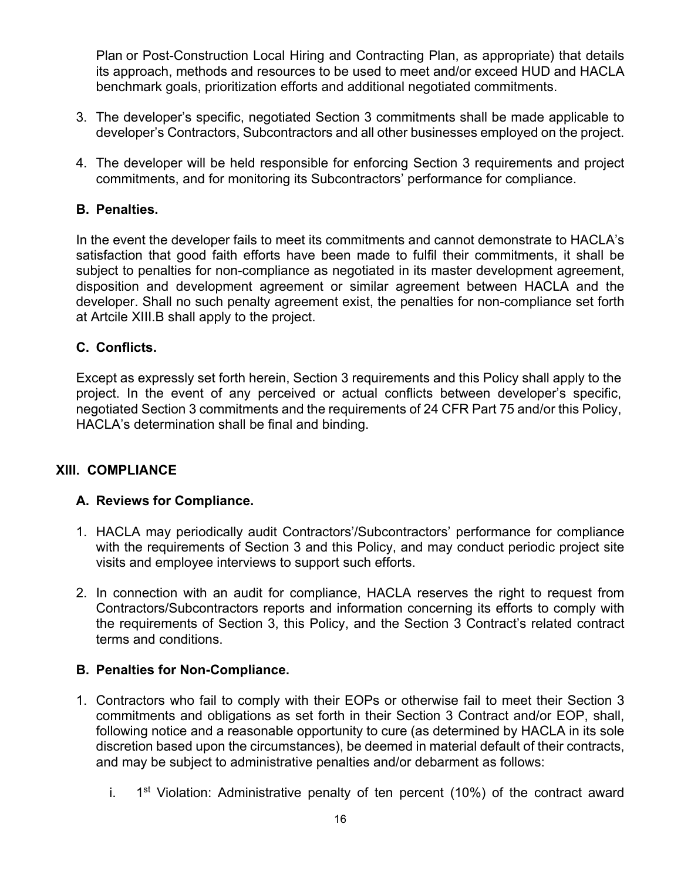Plan or Post-Construction Local Hiring and Contracting Plan, as appropriate) that details its approach, methods and resources to be used to meet and/or exceed HUD and HACLA benchmark goals, prioritization efforts and additional negotiated commitments.

3. The developer's specific, negotiated Section 3 commitments shall be made applicable to developer's Contractors, Subcontractors and all other businesses employed on the project.

4. The developer will be held responsible for enforcing Section 3 requirements and project commitments, and for monitoring its Subcontractors' performance for compliance.

### B. Penalties.

In the event the developer fails to meet its commitments and cannot demonstrate to HACLA's satisfaction that good faith efforts have been made to fulfil their commitments, it shall be subject to penalties for non-compliance as negotiated in its master development agreement, disposition and development agreement or similar agreement between HACLA and the developer. Shall no such penalty agreement exist, the penalties for non-compliance set forth at Artcile XIII.B shall apply to the project.

### C. Conflicts.

Except as expressly set forth herein, Section 3 requirements and this Policy shall apply to the project. In the event of any perceived or actual conflicts between developer's specific, negotiated Section 3 commitments and the requirements of 24 CFR Part 75 and/or this Policy, HACLA's determination shall be final and binding.

## XIII. COMPLIANCE

### A. Reviews for Compliance.

1. HACLA may periodically audit Contractors'/Subcontractors' performance for compliance with the requirements of Section 3 and this Policy, and may conduct periodic project site visits and employee interviews to support such efforts.

2. In connection with an audit for compliance, HACLA reserves the right to request from Contractors/Subcontractors reports and information concerning its efforts to comply with the requirements of Section 3, this Policy, and the Section 3 Contract's related contract terms and conditions.

### B. Penalties for Non-Compliance.

1. Contractors who fail to comply with their EOPs or otherwise fail to meet their Section 3 commitments and obligations as set forth in their Section 3 Contract and/or EOP, shall, following notice and a reasonable opportunity to cure (as determined by HACLA in its sole discretion based upon the circumstances), be deemed in material default of their contracts, and may be subject to administrative penalties and/or debarment as follows:

   i. 1st Violation: Administrative penalty of ten percent (10%) of the contract award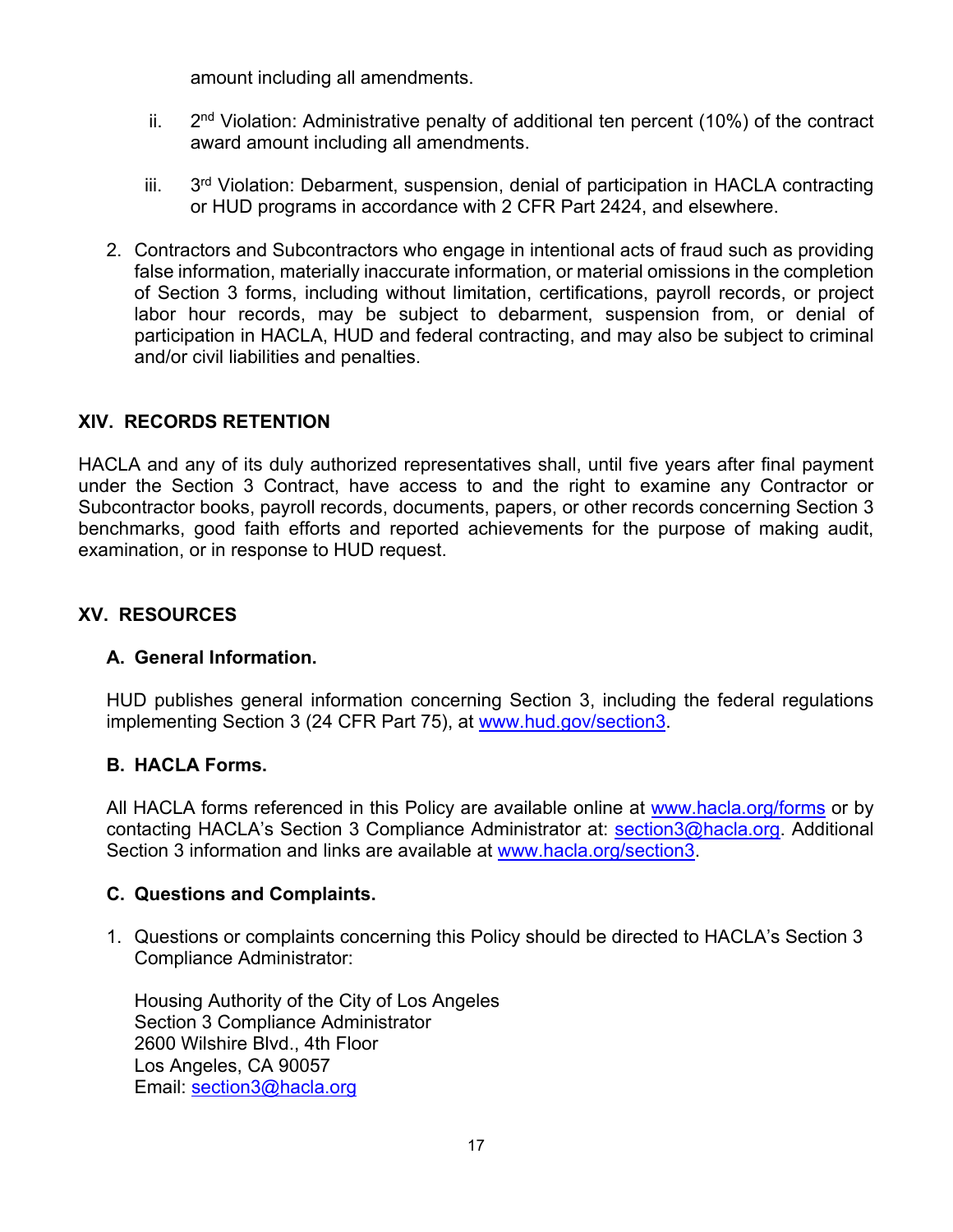amount including all amendments.

ii. 2nd Violation: Administrative penalty of additional ten percent (10%) of the contract award amount including all amendments.

iii. 3rd Violation: Debarment, suspension, denial of participation in HACLA contracting or HUD programs in accordance with 2 CFR Part 2424, and elsewhere.

2. Contractors and Subcontractors who engage in intentional acts of fraud such as providing false information, materially inaccurate information, or material omissions in the completion of Section 3 forms, including without limitation, certifications, payroll records, or project labor hour records, may be subject to debarment, suspension from, or denial of participation in HACLA, HUD and federal contracting, and may also be subject to criminal and/or civil liabilities and penalties.

## XIV. RECORDS RETENTION

HACLA and any of its duly authorized representatives shall, until five years after final payment under the Section 3 Contract, have access to and the right to examine any Contractor or Subcontractor books, payroll records, documents, papers, or other records concerning Section 3 benchmarks, good faith efforts and reported achievements for the purpose of making audit, examination, or in response to HUD request.

## XV. RESOURCES

### A. General Information.

HUD publishes general information concerning Section 3, including the federal regulations implementing Section 3 (24 CFR Part 75), at www.hud.gov/section3.

### B. HACLA Forms.

All HACLA forms referenced in this Policy are available online at www.hacla.org/forms or by contacting HACLA's Section 3 Compliance Administrator at: section3@hacla.org. Additional Section 3 information and links are available at www.hacla.org/section3.

### C. Questions and Complaints.

1. Questions or complaints concerning this Policy should be directed to HACLA's Section 3 Compliance Administrator:

   Housing Authority of the City of Los Angeles
   Section 3 Compliance Administrator
   2600 Wilshire Blvd., 4th Floor
   Los Angeles, CA 90057
   Email: section3@hacla.org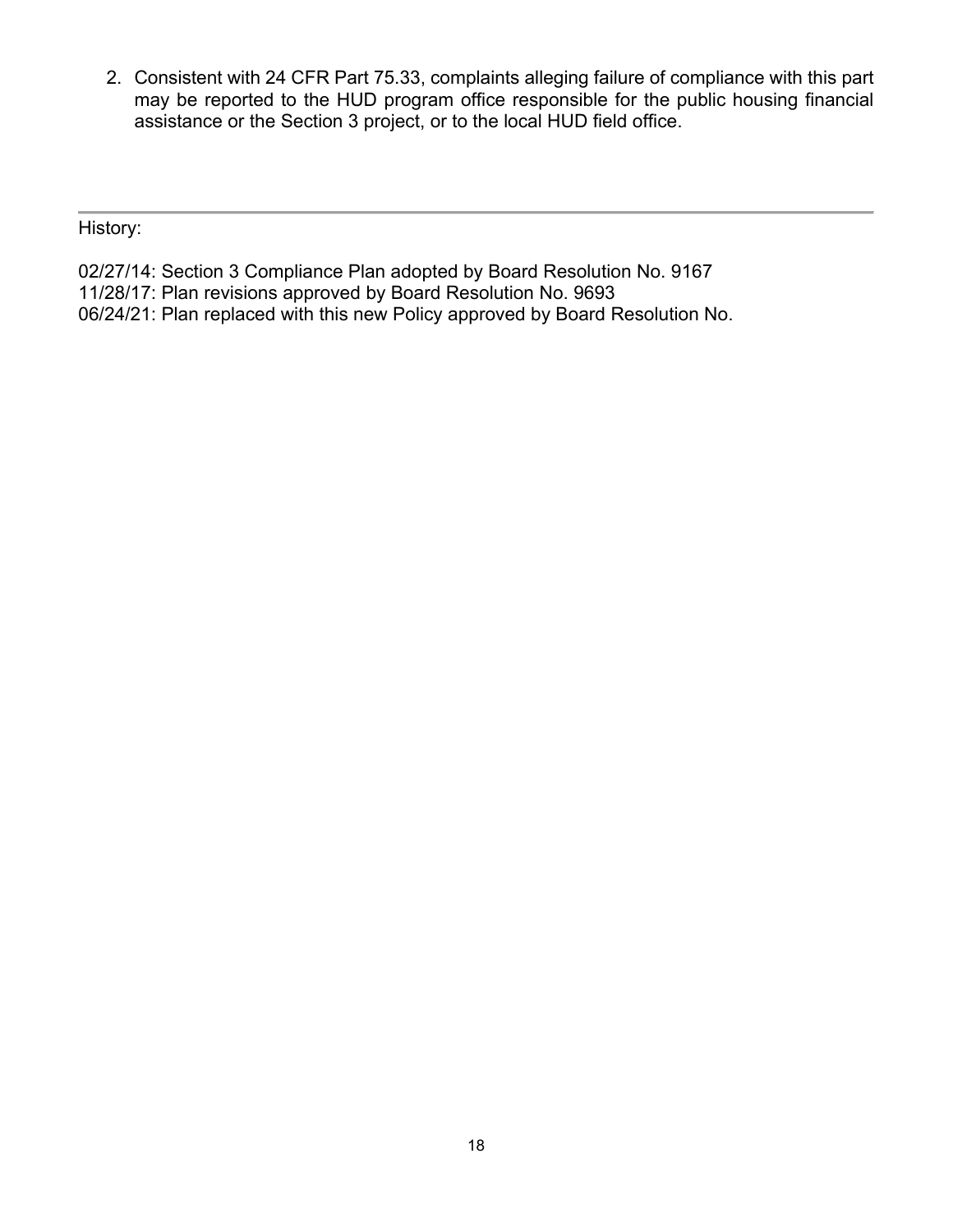2. Consistent with 24 CFR Part 75.33, complaints alleging failure of compliance with this part may be reported to the HUD program office responsible for the public housing financial assistance or the Section 3 project, or to the local HUD field office.

---

History:

02/27/14: Section 3 Compliance Plan adopted by Board Resolution No. 9167
11/28/17: Plan revisions approved by Board Resolution No. 9693
06/24/21: Plan replaced with this new Policy approved by Board Resolution No.